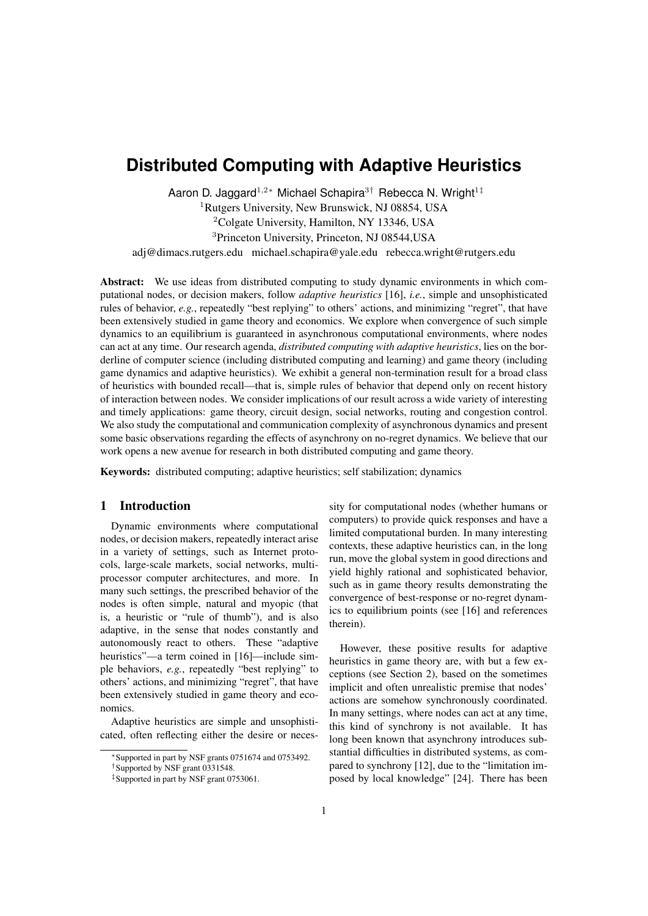# Distributed Computing with Adaptive Heuristics

Aaron D. Jaggard[1,2*] Michael Schapira[3†] Rebecca N. Wright[1‡]

[1]Rutgers University, New Brunswick, NJ 08854, USA

[2]Colgate University, Hamilton, NY 13346, USA

[3]Princeton University, Princeton, NJ 08544,USA

adj@dimacs.rutgers.edu michael.schapira@yale.edu rebecca.wright@rutgers.edu

**Abstract:** We use ideas from distributed computing to study dynamic environments in which computational nodes, or decision makers, follow *adaptive heuristics* [16], *i.e.*, simple and unsophisticated rules of behavior, *e.g.*, repeatedly "best replying" to others' actions, and minimizing "regret", that have been extensively studied in game theory and economics. We explore when convergence of such simple dynamics to an equilibrium is guaranteed in asynchronous computational environments, where nodes can act at any time. Our research agenda, *distributed computing with adaptive heuristics*, lies on the borderline of computer science (including distributed computing and learning) and game theory (including game dynamics and adaptive heuristics). We exhibit a general non-termination result for a broad class of heuristics with bounded recall—that is, simple rules of behavior that depend only on recent history of interaction between nodes. We consider implications of our result across a wide variety of interesting and timely applications: game theory, circuit design, social networks, routing and congestion control. We also study the computational and communication complexity of asynchronous dynamics and present some basic observations regarding the effects of asynchrony on no-regret dynamics. We believe that our work opens a new avenue for research in both distributed computing and game theory.

**Keywords:** distributed computing; adaptive heuristics; self stabilization; dynamics

## 1 Introduction

Dynamic environments where computational nodes, or decision makers, repeatedly interact arise in a variety of settings, such as Internet protocols, large-scale markets, social networks, multi-processor computer architectures, and more. In many such settings, the prescribed behavior of the nodes is often simple, natural and myopic (that is, a heuristic or "rule of thumb"), and is also adaptive, in the sense that nodes constantly and autonomously react to others. These "adaptive heuristics"—a term coined in [16]—include simple behaviors, *e.g.*, repeatedly "best replying" to others' actions, and minimizing "regret", that have been extensively studied in game theory and economics.

Adaptive heuristics are simple and unsophisticated, often reflecting either the desire or necessity for computational nodes (whether humans or computers) to provide quick responses and have a limited computational burden. In many interesting contexts, these adaptive heuristics can, in the long run, move the global system in good directions and yield highly rational and sophisticated behavior, such as in game theory results demonstrating the convergence of best-response or no-regret dynamics to equilibrium points (see [16] and references therein).

However, these positive results for adaptive heuristics in game theory are, with but a few exceptions (see Section 2), based on the sometimes implicit and often unrealistic premise that nodes' actions are somehow synchronously coordinated. In many settings, where nodes can act at any time, this kind of synchrony is not available. It has long been known that asynchrony introduces substantial difficulties in distributed systems, as compared to synchrony [12], due to the "limitation imposed by local knowledge" [24]. There has been

*Supported in part by NSF grants 0751674 and 0753492.

†Supported by NSF grant 0331548.

‡Supported in part by NSF grant 0753061.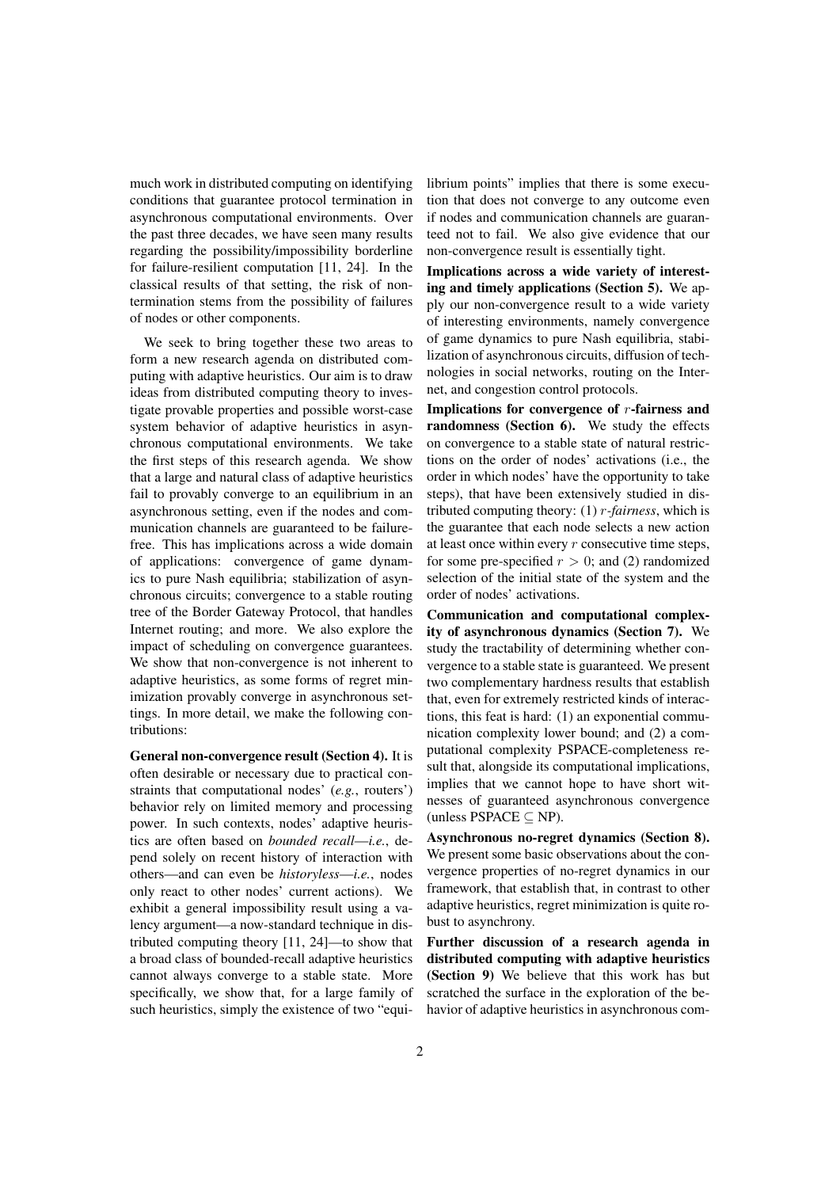much work in distributed computing on identifying conditions that guarantee protocol termination in asynchronous computational environments. Over the past three decades, we have seen many results regarding the possibility/impossibility borderline for failure-resilient computation [11, 24]. In the classical results of that setting, the risk of non-termination stems from the possibility of failures of nodes or other components.

We seek to bring together these two areas to form a new research agenda on distributed computing with adaptive heuristics. Our aim is to draw ideas from distributed computing theory to investigate provable properties and possible worst-case system behavior of adaptive heuristics in asynchronous computational environments. We take the first steps of this research agenda. We show that a large and natural class of adaptive heuristics fail to provably converge to an equilibrium in an asynchronous setting, even if the nodes and communication channels are guaranteed to be failure-free. This has implications across a wide domain of applications: convergence of game dynamics to pure Nash equilibria; stabilization of asynchronous circuits; convergence to a stable routing tree of the Border Gateway Protocol, that handles Internet routing; and more. We also explore the impact of scheduling on convergence guarantees. We show that non-convergence is not inherent to adaptive heuristics, as some forms of regret minimization provably converge in asynchronous settings. In more detail, we make the following contributions:

**General non-convergence result (Section 4).** It is often desirable or necessary due to practical constraints that computational nodes' (*e.g.*, routers') behavior rely on limited memory and processing power. In such contexts, nodes' adaptive heuristics are often based on *bounded recall*—*i.e.*, depend solely on recent history of interaction with others—and can even be *historyless*—*i.e.*, nodes only react to other nodes' current actions). We exhibit a general impossibility result using a valency argument—a now-standard technique in distributed computing theory [11, 24]—to show that a broad class of bounded-recall adaptive heuristics cannot always converge to a stable state. More specifically, we show that, for a large family of such heuristics, simply the existence of two "equilibrium points" implies that there is some execution that does not converge to any outcome even if nodes and communication channels are guaranteed not to fail. We also give evidence that our non-convergence result is essentially tight.

**Implications across a wide variety of interesting and timely applications (Section 5).** We apply our non-convergence result to a wide variety of interesting environments, namely convergence of game dynamics to pure Nash equilibria, stabilization of asynchronous circuits, diffusion of technologies in social networks, routing on the Internet, and congestion control protocols.

**Implications for convergence of $r$-fairness and randomness (Section 6).** We study the effects on convergence to a stable state of natural restrictions on the order of nodes' activations (i.e., the order in which nodes' have the opportunity to take steps), that have been extensively studied in distributed computing theory: (1) $r$-*fairness*, which is the guarantee that each node selects a new action at least once within every $r$ consecutive time steps, for some pre-specified $r > 0$; and (2) randomized selection of the initial state of the system and the order of nodes' activations.

**Communication and computational complexity of asynchronous dynamics (Section 7).** We study the tractability of determining whether convergence to a stable state is guaranteed. We present two complementary hardness results that establish that, even for extremely restricted kinds of interactions, this feat is hard: (1) an exponential communication complexity lower bound; and (2) a computational complexity PSPACE-completeness result that, alongside its computational implications, implies that we cannot hope to have short witnesses of guaranteed asynchronous convergence (unless PSPACE $\subseteq$ NP).

**Asynchronous no-regret dynamics (Section 8).** We present some basic observations about the convergence properties of no-regret dynamics in our framework, that establish that, in contrast to other adaptive heuristics, regret minimization is quite robust to asynchrony.

**Further discussion of a research agenda in distributed computing with adaptive heuristics (Section 9)** We believe that this work has but scratched the surface in the exploration of the behavior of adaptive heuristics in asynchronous com-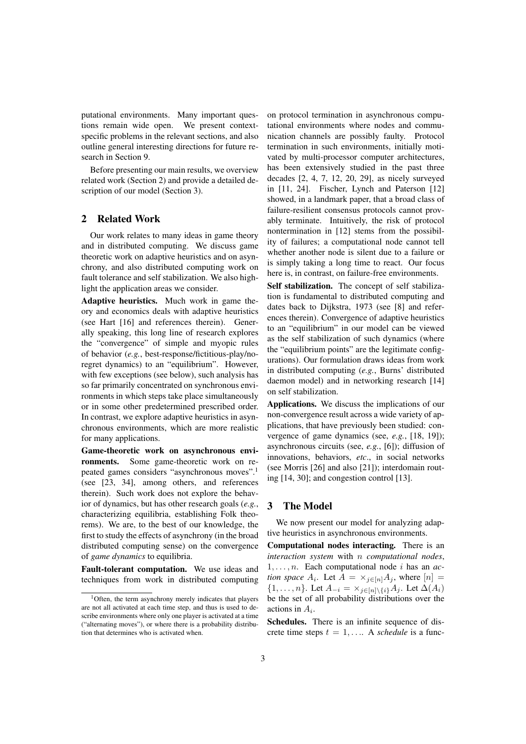putational environments. Many important questions remain wide open. We present context-specific problems in the relevant sections, and also outline general interesting directions for future research in Section 9.

Before presenting our main results, we overview related work (Section 2) and provide a detailed description of our model (Section 3).

## 2 Related Work

Our work relates to many ideas in game theory and in distributed computing. We discuss game theoretic work on adaptive heuristics and on asynchrony, and also distributed computing work on fault tolerance and self stabilization. We also highlight the application areas we consider.

**Adaptive heuristics.** Much work in game theory and economics deals with adaptive heuristics (see Hart [16] and references therein). Generally speaking, this long line of research explores the "convergence" of simple and myopic rules of behavior (*e.g.*, best-response/fictitious-play/no-regret dynamics) to an "equilibrium". However, with few exceptions (see below), such analysis has so far primarily concentrated on synchronous environments in which steps take place simultaneously or in some other predetermined prescribed order. In contrast, we explore adaptive heuristics in asynchronous environments, which are more realistic for many applications.

**Game-theoretic work on asynchronous environments.** Some game-theoretic work on repeated games considers "asynchronous moves".[1] (see [23, 34], among others, and references therein). Such work does not explore the behavior of dynamics, but has other research goals (*e.g.*, characterizing equilibria, establishing Folk theorems). We are, to the best of our knowledge, the first to study the effects of asynchrony (in the broad distributed computing sense) on the convergence of *game dynamics* to equilibria.

**Fault-tolerant computation.** We use ideas and techniques from work in distributed computing on protocol termination in asynchronous computational environments where nodes and communication channels are possibly faulty. Protocol termination in such environments, initially motivated by multi-processor computer architectures, has been extensively studied in the past three decades [2, 4, 7, 12, 20, 29], as nicely surveyed in [11, 24]. Fischer, Lynch and Paterson [12] showed, in a landmark paper, that a broad class of failure-resilient consensus protocols cannot provably terminate. Intuitively, the risk of protocol nontermination in [12] stems from the possibility of failures; a computational node cannot tell whether another node is silent due to a failure or is simply taking a long time to react. Our focus here is, in contrast, on failure-free environments.

**Self stabilization.** The concept of self stabilization is fundamental to distributed computing and dates back to Dijkstra, 1973 (see [8] and references therein). Convergence of adaptive heuristics to an "equilibrium" in our model can be viewed as the self stabilization of such dynamics (where the "equilibrium points" are the legitimate configurations). Our formulation draws ideas from work in distributed computing (*e.g.*, Burns' distributed daemon model) and in networking research [14] on self stabilization.

**Applications.** We discuss the implications of our non-convergence result across a wide variety of applications, that have previously been studied: convergence of game dynamics (see, *e.g.*, [18, 19]); asynchronous circuits (see, *e.g.*, [6]); diffusion of innovations, behaviors, *etc*., in social networks (see Morris [26] and also [21]); interdomain routing [14, 30]; and congestion control [13].

## 3 The Model

We now present our model for analyzing adaptive heuristics in asynchronous environments.

**Computational nodes interacting.** There is an *interaction system* with $n$ *computational nodes*, $1, \ldots, n$. Each computational node $i$ has an *action space* $A_i$. Let $A = \times_{j \in [n]} A_j$, where $[n] = \{1, \ldots, n\}$. Let $A_{-i} = \times_{j \in [n] \setminus \{i\}} A_j$. Let $\Delta(A_i)$ be the set of all probability distributions over the actions in $A_i$.

**Schedules.** There is an infinite sequence of discrete time steps $t = 1, \ldots$. A *schedule* is a func-

[1] Often, the term asynchrony merely indicates that players are not all activated at each time step, and thus is used to describe environments where only one player is activated at a time ("alternating moves"), or where there is a probability distribution that determines who is activated when.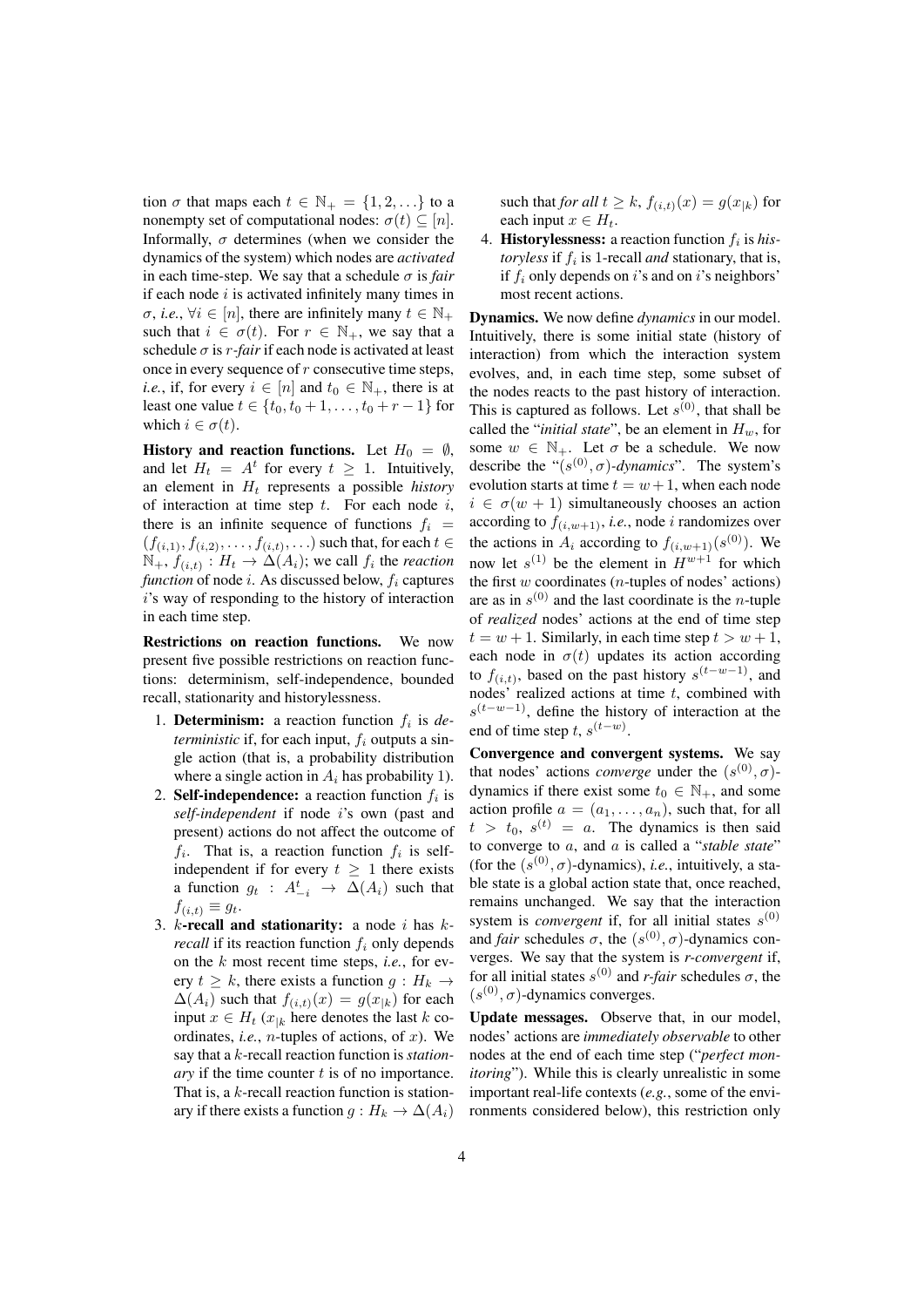tion $\sigma$ that maps each $t \in \mathbb{N}_+ = \{1, 2, \ldots\}$ to a nonempty set of computational nodes: $\sigma(t) \subseteq [n]$. Informally, $\sigma$ determines (when we consider the dynamics of the system) which nodes are *activated* in each time-step. We say that a schedule $\sigma$ is *fair* if each node $i$ is activated infinitely many times in $\sigma$, *i.e.*, $\forall i \in [n]$, there are infinitely many $t \in \mathbb{N}_+$ such that $i \in \sigma(t)$. For $r \in \mathbb{N}_+$, we say that a schedule $\sigma$ is *r-fair* if each node is activated at least once in every sequence of $r$ consecutive time steps, *i.e.*, if, for every $i \in [n]$ and $t_0 \in \mathbb{N}_+$, there is at least one value $t \in \{t_0, t_0+1, \ldots, t_0+r-1\}$ for which $i \in \sigma(t)$.

**History and reaction functions.** Let $H_0 = \emptyset$, and let $H_t = A^t$ for every $t \geq 1$. Intuitively, an element in $H_t$ represents a possible *history* of interaction at time step $t$. For each node $i$, there is an infinite sequence of functions $f_i = (f_{(i,1)}, f_{(i,2)}, \ldots, f_{(i,t)}, \ldots)$ such that, for each $t \in \mathbb{N}_+$, $f_{(i,t)} : H_t \to \Delta(A_i)$; we call $f_i$ the *reaction function* of node $i$. As discussed below, $f_i$ captures $i$'s way of responding to the history of interaction in each time step.

**Restrictions on reaction functions.** We now present five possible restrictions on reaction functions: determinism, self-independence, bounded recall, stationarity and historylessness.

1. **Determinism:** a reaction function $f_i$ is *deterministic* if, for each input, $f_i$ outputs a single action (that is, a probability distribution where a single action in $A_i$ has probability 1).
2. **Self-independence:** a reaction function $f_i$ is *self-independent* if node $i$'s own (past and present) actions do not affect the outcome of $f_i$. That is, a reaction function $f_i$ is self-independent if for every $t \geq 1$ there exists a function $g_t : A^t_{-i} \to \Delta(A_i)$ such that $f_{(i,t)} \equiv g_t$.
3. **$k$-recall and stationarity:** a node $i$ has *$k$-recall* if its reaction function $f_i$ only depends on the $k$ most recent time steps, *i.e.*, for every $t \geq k$, there exists a function $g : H_k \to \Delta(A_i)$ such that $f_{(i,t)}(x) = g(x_{|k})$ for each input $x \in H_t$ ($x_{|k}$ here denotes the last $k$ coordinates, *i.e.*, $n$-tuples of actions, of $x$). We say that a $k$-recall reaction function is *stationary* if the time counter $t$ is of no importance. That is, a $k$-recall reaction function is stationary if there exists a function $g : H_k \to \Delta(A_i)$ such that *for all* $t \geq k$, $f_{(i,t)}(x) = g(x_{|k})$ for each input $x \in H_t$.
4. **Historylessness:** a reaction function $f_i$ is *historyless* if $f_i$ is 1-recall *and* stationary, that is, if $f_i$ only depends on $i$'s and on $i$'s neighbors' most recent actions.

**Dynamics.** We now define *dynamics* in our model. Intuitively, there is some initial state (history of interaction) from which the interaction system evolves, and, in each time step, some subset of the nodes reacts to the past history of interaction. This is captured as follows. Let $s^{(0)}$, that shall be called the "*initial state*", be an element in $H_w$, for some $w \in \mathbb{N}_+$. Let $\sigma$ be a schedule. We now describe the "$(s^{(0)}, \sigma)$*-dynamics*". The system's evolution starts at time $t = w+1$, when each node $i \in \sigma(w+1)$ simultaneously chooses an action according to $f_{(i,w+1)}$, *i.e.*, node $i$ randomizes over the actions in $A_i$ according to $f_{(i,w+1)}(s^{(0)})$. We now let $s^{(1)}$ be the element in $H^{w+1}$ for which the first $w$ coordinates ($n$-tuples of nodes' actions) are as in $s^{(0)}$ and the last coordinate is the $n$-tuple of *realized* nodes' actions at the end of time step $t = w+1$. Similarly, in each time step $t > w+1$, each node in $\sigma(t)$ updates its action according to $f_{(i,t)}$, based on the past history $s^{(t-w-1)}$, and nodes' realized actions at time $t$, combined with $s^{(t-w-1)}$, define the history of interaction at the end of time step $t$, $s^{(t-w)}$.

**Convergence and convergent systems.** We say that nodes' actions *converge* under the $(s^{(0)}, \sigma)$-dynamics if there exist some $t_0 \in \mathbb{N}_+$, and some action profile $a = (a_1, \ldots, a_n)$, such that, for all $t > t_0$, $s^{(t)} = a$. The dynamics is then said to converge to $a$, and $a$ is called a "*stable state*" (for the $(s^{(0)}, \sigma)$-dynamics), *i.e.*, intuitively, a stable state is a global action state that, once reached, remains unchanged. We say that the interaction system is *convergent* if, for all initial states $s^{(0)}$ and *fair* schedules $\sigma$, the $(s^{(0)}, \sigma)$-dynamics converges. We say that the system is *r-convergent* if, for all initial states $s^{(0)}$ and *r-fair* schedules $\sigma$, the $(s^{(0)}, \sigma)$-dynamics converges.

**Update messages.** Observe that, in our model, nodes' actions are *immediately observable* to other nodes at the end of each time step ("*perfect monitoring*"). While this is clearly unrealistic in some important real-life contexts (*e.g.*, some of the environments considered below), this restriction only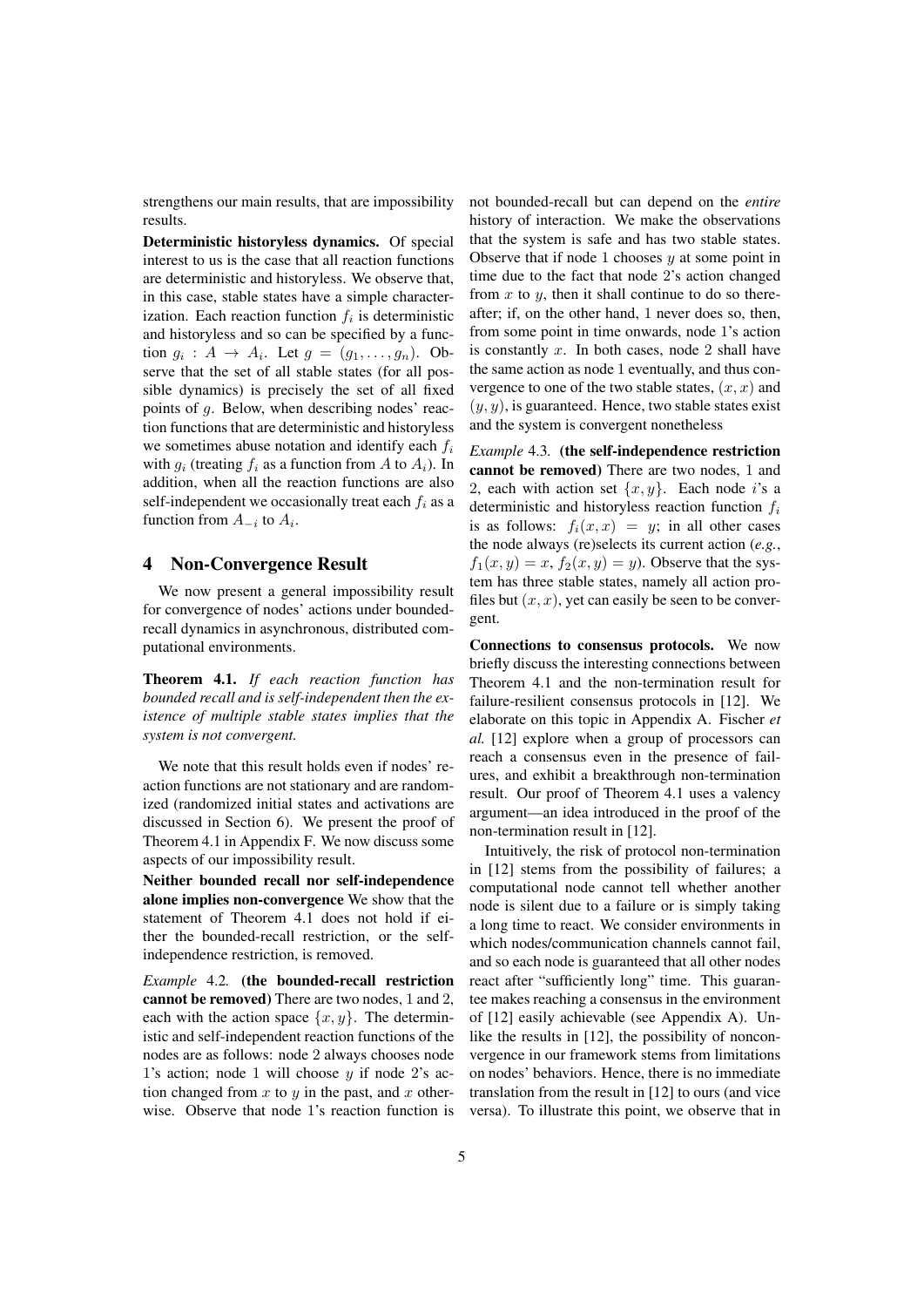strengthens our main results, that are impossibility results.

**Deterministic historyless dynamics.** Of special interest to us is the case that all reaction functions are deterministic and historyless. We observe that, in this case, stable states have a simple characterization. Each reaction function $f_i$ is deterministic and historyless and so can be specified by a function $g_i : A \to A_i$. Let $g = (g_1, \ldots, g_n)$. Observe that the set of all stable states (for all possible dynamics) is precisely the set of all fixed points of $g$. Below, when describing nodes' reaction functions that are deterministic and historyless we sometimes abuse notation and identify each $f_i$ with $g_i$ (treating $f_i$ as a function from $A$ to $A_i$). In addition, when all the reaction functions are also self-independent we occasionally treat each $f_i$ as a function from $A_{-i}$ to $A_i$.

## 4 Non-Convergence Result

We now present a general impossibility result for convergence of nodes' actions under bounded-recall dynamics in asynchronous, distributed computational environments.

**Theorem 4.1.** *If each reaction function has bounded recall and is self-independent then the existence of multiple stable states implies that the system is not convergent.*

We note that this result holds even if nodes' reaction functions are not stationary and are randomized (randomized initial states and activations are discussed in Section 6). We present the proof of Theorem 4.1 in Appendix F. We now discuss some aspects of our impossibility result.

**Neither bounded recall nor self-independence alone implies non-convergence** We show that the statement of Theorem 4.1 does not hold if either the bounded-recall restriction, or the self-independence restriction, is removed.

*Example* 4.2. **(the bounded-recall restriction cannot be removed)** There are two nodes, 1 and 2, each with the action space $\{x, y\}$. The deterministic and self-independent reaction functions of the nodes are as follows: node 2 always chooses node 1's action; node 1 will choose $y$ if node 2's action changed from $x$ to $y$ in the past, and $x$ otherwise. Observe that node 1's reaction function is not bounded-recall but can depend on the *entire* history of interaction. We make the observations that the system is safe and has two stable states. Observe that if node 1 chooses $y$ at some point in time due to the fact that node 2's action changed from $x$ to $y$, then it shall continue to do so thereafter; if, on the other hand, 1 never does so, then, from some point in time onwards, node 1's action is constantly $x$. In both cases, node 2 shall have the same action as node 1 eventually, and thus convergence to one of the two stable states, $(x, x)$ and $(y, y)$, is guaranteed. Hence, two stable states exist and the system is convergent nonetheless

*Example* 4.3. **(the self-independence restriction cannot be removed)** There are two nodes, 1 and 2, each with action set $\{x, y\}$. Each node $i$'s a deterministic and historyless reaction function $f_i$ is as follows: $f_i(x, x) = y$; in all other cases the node always (re)selects its current action (*e.g.*, $f_1(x, y) = x$, $f_2(x, y) = y$). Observe that the system has three stable states, namely all action profiles but $(x, x)$, yet can easily be seen to be convergent.

**Connections to consensus protocols.** We now briefly discuss the interesting connections between Theorem 4.1 and the non-termination result for failure-resilient consensus protocols in [12]. We elaborate on this topic in Appendix A. Fischer *et al.* [12] explore when a group of processors can reach a consensus even in the presence of failures, and exhibit a breakthrough non-termination result. Our proof of Theorem 4.1 uses a valency argument—an idea introduced in the proof of the non-termination result in [12].

Intuitively, the risk of protocol non-termination in [12] stems from the possibility of failures; a computational node cannot tell whether another node is silent due to a failure or is simply taking a long time to react. We consider environments in which nodes/communication channels cannot fail, and so each node is guaranteed that all other nodes react after "sufficiently long" time. This guarantee makes reaching a consensus in the environment of [12] easily achievable (see Appendix A). Unlike the results in [12], the possibility of nonconvergence in our framework stems from limitations on nodes' behaviors. Hence, there is no immediate translation from the result in [12] to ours (and vice versa). To illustrate this point, we observe that in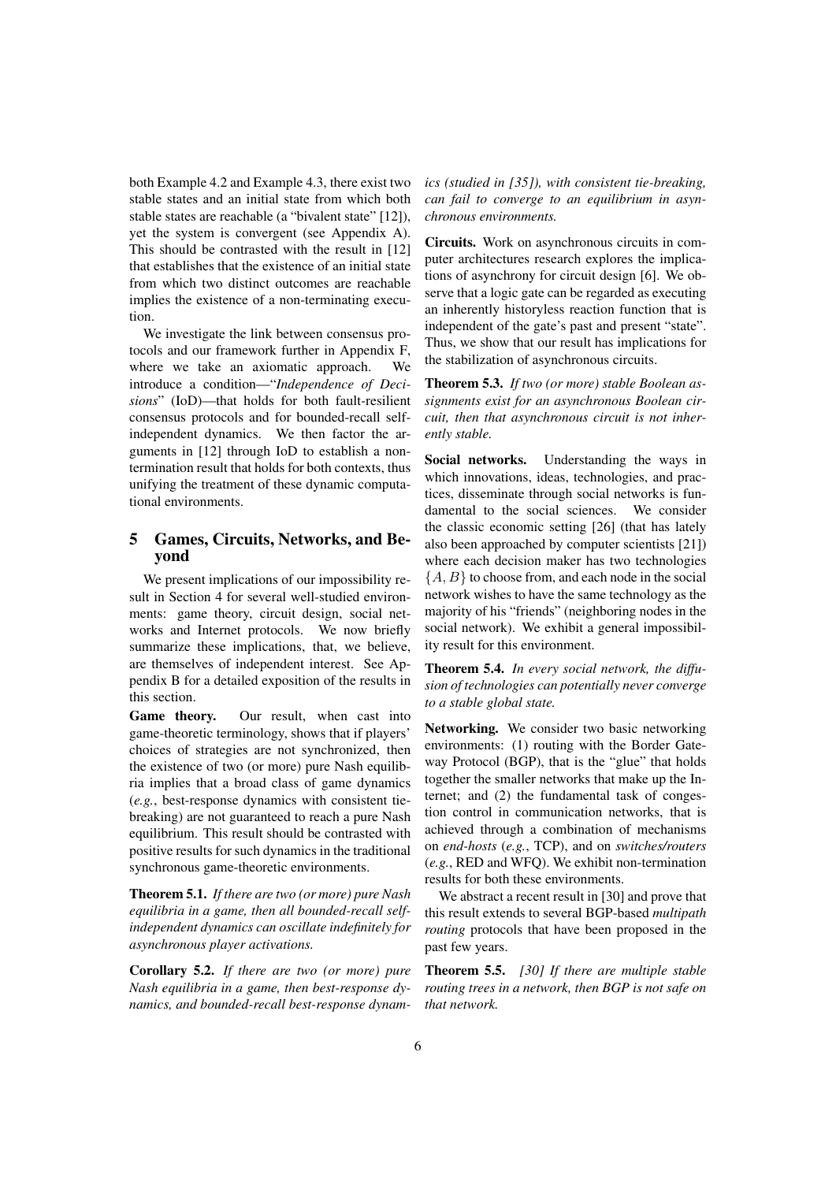both Example 4.2 and Example 4.3, there exist two stable states and an initial state from which both stable states are reachable (a "bivalent state" [12]), yet the system is convergent (see Appendix A). This should be contrasted with the result in [12] that establishes that the existence of an initial state from which two distinct outcomes are reachable implies the existence of a non-terminating execution.

We investigate the link between consensus protocols and our framework further in Appendix F, where we take an axiomatic approach. We introduce a condition—"*Independence of Decisions*" (IoD)—that holds for both fault-resilient consensus protocols and for bounded-recall self-independent dynamics. We then factor the arguments in [12] through IoD to establish a non-termination result that holds for both contexts, thus unifying the treatment of these dynamic computational environments.

## 5 Games, Circuits, Networks, and Beyond

We present implications of our impossibility result in Section 4 for several well-studied environments: game theory, circuit design, social networks and Internet protocols. We now briefly summarize these implications, that, we believe, are themselves of independent interest. See Appendix B for a detailed exposition of the results in this section.

**Game theory.** Our result, when cast into game-theoretic terminology, shows that if players' choices of strategies are not synchronized, then the existence of two (or more) pure Nash equilibria implies that a broad class of game dynamics (*e.g.*, best-response dynamics with consistent tie-breaking) are not guaranteed to reach a pure Nash equilibrium. This result should be contrasted with positive results for such dynamics in the traditional synchronous game-theoretic environments.

**Theorem 5.1.** *If there are two (or more) pure Nash equilibria in a game, then all bounded-recall self-independent dynamics can oscillate indefinitely for asynchronous player activations.*

**Corollary 5.2.** *If there are two (or more) pure Nash equilibria in a game, then best-response dynamics, and bounded-recall best-response dynamics (studied in [35]), with consistent tie-breaking, can fail to converge to an equilibrium in asynchronous environments.*

**Circuits.** Work on asynchronous circuits in computer architectures research explores the implications of asynchrony for circuit design [6]. We observe that a logic gate can be regarded as executing an inherently historyless reaction function that is independent of the gate's past and present "state". Thus, we show that our result has implications for the stabilization of asynchronous circuits.

**Theorem 5.3.** *If two (or more) stable Boolean assignments exist for an asynchronous Boolean circuit, then that asynchronous circuit is not inherently stable.*

**Social networks.** Understanding the ways in which innovations, ideas, technologies, and practices, disseminate through social networks is fundamental to the social sciences. We consider the classic economic setting [26] (that has lately also been approached by computer scientists [21]) where each decision maker has two technologies $\{A, B\}$ to choose from, and each node in the social network wishes to have the same technology as the majority of his "friends" (neighboring nodes in the social network). We exhibit a general impossibility result for this environment.

**Theorem 5.4.** *In every social network, the diffusion of technologies can potentially never converge to a stable global state.*

**Networking.** We consider two basic networking environments: (1) routing with the Border Gateway Protocol (BGP), that is the "glue" that holds together the smaller networks that make up the Internet; and (2) the fundamental task of congestion control in communication networks, that is achieved through a combination of mechanisms on *end-hosts* (*e.g.*, TCP), and on *switches/routers* (*e.g.*, RED and WFQ). We exhibit non-termination results for both these environments.

We abstract a recent result in [30] and prove that this result extends to several BGP-based *multipath routing* protocols that have been proposed in the past few years.

**Theorem 5.5.** *[30] If there are multiple stable routing trees in a network, then BGP is not safe on that network.*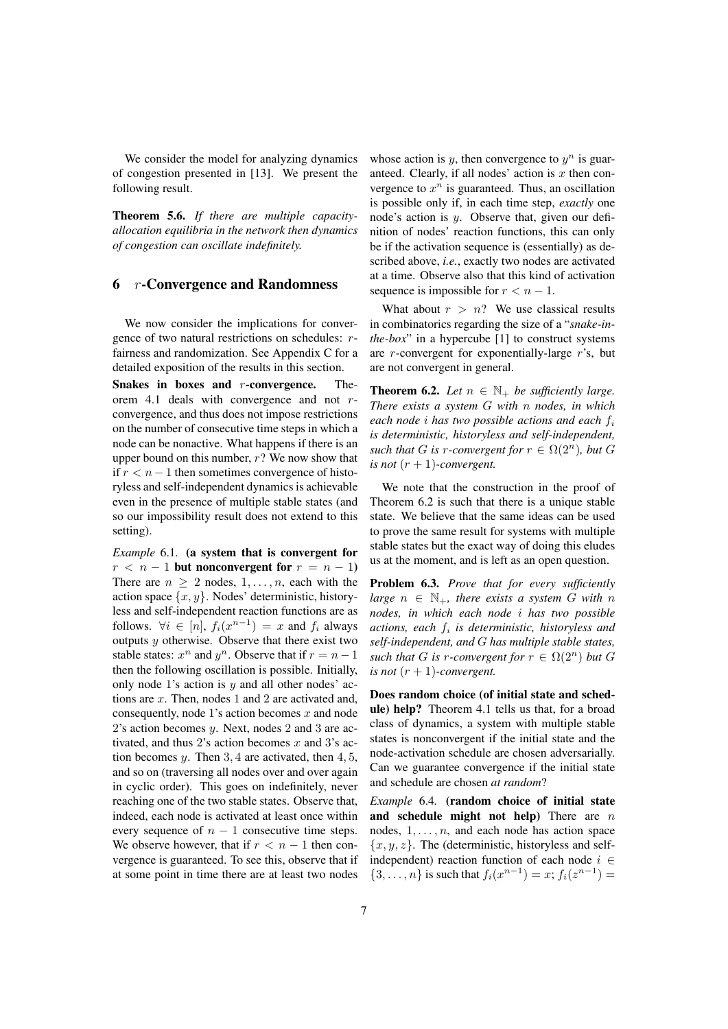We consider the model for analyzing dynamics of congestion presented in [13]. We present the following result.

**Theorem 5.6.** *If there are multiple capacity-allocation equilibria in the network then dynamics of congestion can oscillate indefinitely.*

## 6 $r$-Convergence and Randomness

We now consider the implications for convergence of two natural restrictions on schedules: $r$-fairness and randomization. See Appendix C for a detailed exposition of the results in this section.

**Snakes in boxes and $r$-convergence.** Theorem 4.1 deals with convergence and not $r$-convergence, and thus does not impose restrictions on the number of consecutive time steps in which a node can be nonactive. What happens if there is an upper bound on this number, $r$? We now show that if $r < n-1$ then sometimes convergence of historyless and self-independent dynamics is achievable even in the presence of multiple stable states (and so our impossibility result does not extend to this setting).

*Example* 6.1. **(a system that is convergent for $r < n-1$ but nonconvergent for $r = n-1$)** There are $n \geq 2$ nodes, $1, \ldots, n$, each with the action space $\{x, y\}$. Nodes' deterministic, historyless and self-independent reaction functions are as follows. $\forall i \in [n]$, $f_i(x^{n-1}) = x$ and $f_i$ always outputs $y$ otherwise. Observe that there exist two stable states: $x^n$ and $y^n$. Observe that if $r = n-1$ then the following oscillation is possible. Initially, only node 1's action is $y$ and all other nodes' actions are $x$. Then, nodes 1 and 2 are activated and, consequently, node 1's action becomes $x$ and node 2's action becomes $y$. Next, nodes 2 and 3 are activated, and thus 2's action becomes $x$ and 3's action becomes $y$. Then $3, 4$ are activated, then $4, 5$, and so on (traversing all nodes over and over again in cyclic order). This goes on indefinitely, never reaching one of the two stable states. Observe that, indeed, each node is activated at least once within every sequence of $n-1$ consecutive time steps. We observe however, that if $r < n-1$ then convergence is guaranteed. To see this, observe that if at some point in time there are at least two nodes whose action is $y$, then convergence to $y^n$ is guaranteed. Clearly, if all nodes' action is $x$ then convergence to $x^n$ is guaranteed. Thus, an oscillation is possible only if, in each time step, *exactly* one node's action is $y$. Observe that, given our definition of nodes' reaction functions, this can only be if the activation sequence is (essentially) as described above, *i.e.*, exactly two nodes are activated at a time. Observe also that this kind of activation sequence is impossible for $r < n-1$.

What about $r > n$? We use classical results in combinatorics regarding the size of a "*snake-in-the-box*" in a hypercube [1] to construct systems are $r$-convergent for exponentially-large $r$'s, but are not convergent in general.

**Theorem 6.2.** *Let $n \in \mathbb{N}_+$ be sufficiently large. There exists a system $G$ with $n$ nodes, in which each node $i$ has two possible actions and each $f_i$ is deterministic, historyless and self-independent, such that $G$ is $r$-convergent for $r \in \Omega(2^n)$, but $G$ is not $(r+1)$-convergent.*

We note that the construction in the proof of Theorem 6.2 is such that there is a unique stable state. We believe that the same ideas can be used to prove the same result for systems with multiple stable states but the exact way of doing this eludes us at the moment, and is left as an open question.

**Problem 6.3.** *Prove that for every sufficiently large $n \in \mathbb{N}_+$, there exists a system $G$ with $n$ nodes, in which each node $i$ has two possible actions, each $f_i$ is deterministic, historyless and self-independent, and $G$ has multiple stable states, such that $G$ is $r$-convergent for $r \in \Omega(2^n)$ but $G$ is not $(r+1)$-convergent.*

**Does random choice (of initial state and schedule) help?** Theorem 4.1 tells us that, for a broad class of dynamics, a system with multiple stable states is nonconvergent if the initial state and the node-activation schedule are chosen adversarially. Can we guarantee convergence if the initial state and schedule are chosen *at random*?

*Example* 6.4. **(random choice of initial state and schedule might not help)** There are $n$ nodes, $1, \ldots, n$, and each node has action space $\{x, y, z\}$. The (deterministic, historyless and self-independent) reaction function of each node $i \in \{3, \ldots, n\}$ is such that $f_i(x^{n-1}) = x$; $f_i(z^{n-1}) =$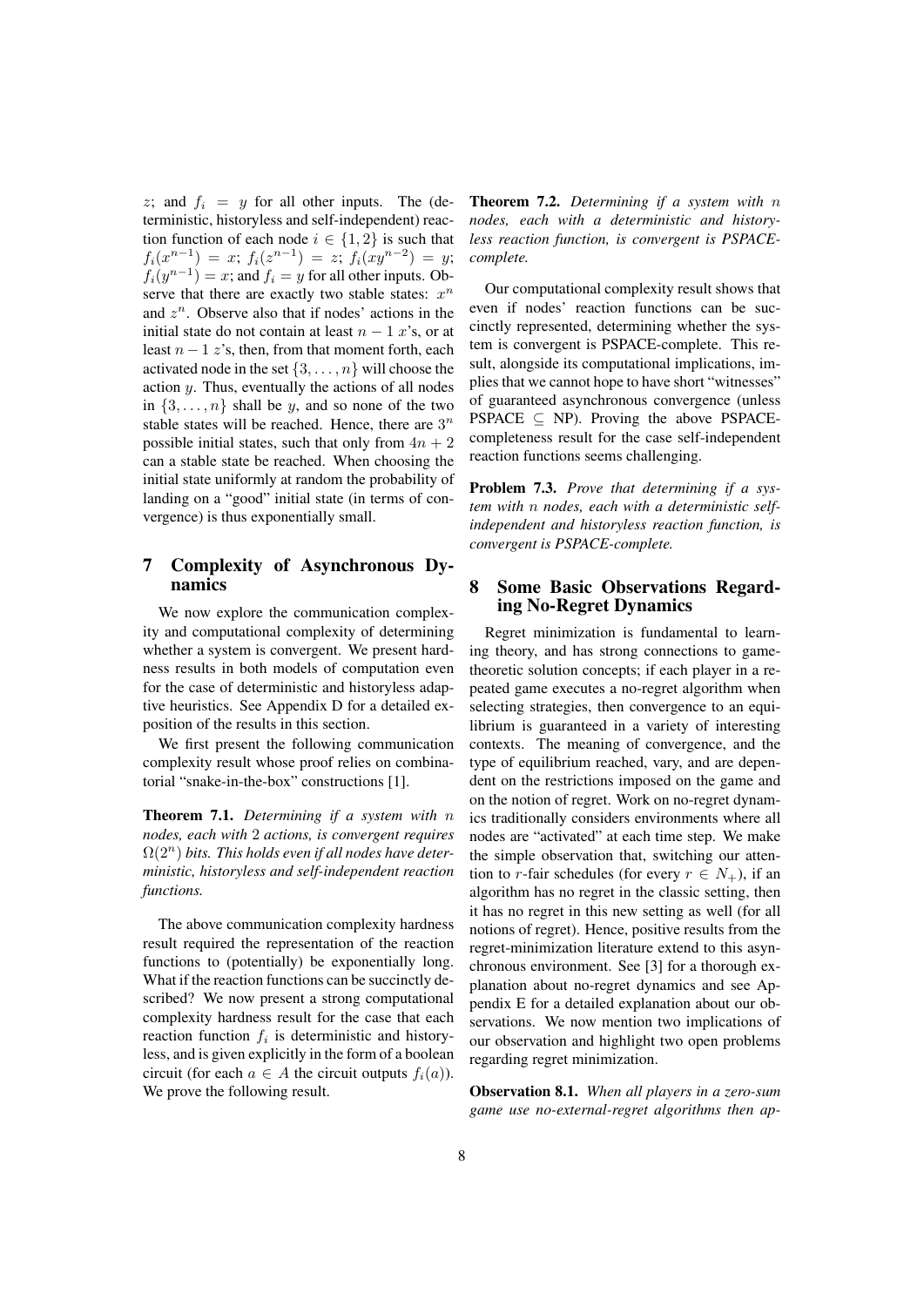$z$; and $f_i = y$ for all other inputs. The (deterministic, historyless and self-independent) reaction function of each node $i \in \{1, 2\}$ is such that $f_i(x^{n-1}) = x$; $f_i(z^{n-1}) = z$; $f_i(xy^{n-2}) = y$; $f_i(y^{n-1}) = x$; and $f_i = y$ for all other inputs. Observe that there are exactly two stable states: $x^n$ and $z^n$. Observe also that if nodes' actions in the initial state do not contain at least $n-1$ $x$'s, or at least $n-1$ $z$'s, then, from that moment forth, each activated node in the set $\{3, \ldots, n\}$ will choose the action $y$. Thus, eventually the actions of all nodes in $\{3, \ldots, n\}$ shall be $y$, and so none of the two stable states will be reached. Hence, there are $3^n$ possible initial states, such that only from $4n + 2$ can a stable state be reached. When choosing the initial state uniformly at random the probability of landing on a "good" initial state (in terms of convergence) is thus exponentially small.

## 7 Complexity of Asynchronous Dynamics

We now explore the communication complexity and computational complexity of determining whether a system is convergent. We present hardness results in both models of computation even for the case of deterministic and historyless adaptive heuristics. See Appendix D for a detailed exposition of the results in this section.

We first present the following communication complexity result whose proof relies on combinatorial "snake-in-the-box" constructions [1].

**Theorem 7.1.** *Determining if a system with $n$ nodes, each with 2 actions, is convergent requires $\Omega(2^n)$ bits. This holds even if all nodes have deterministic, historyless and self-independent reaction functions.*

The above communication complexity hardness result required the representation of the reaction functions to (potentially) be exponentially long. What if the reaction functions can be succinctly described? We now present a strong computational complexity hardness result for the case that each reaction function $f_i$ is deterministic and historyless, and is given explicitly in the form of a boolean circuit (for each $a \in A$ the circuit outputs $f_i(a)$). We prove the following result.

**Theorem 7.2.** *Determining if a system with $n$ nodes, each with a deterministic and historyless reaction function, is convergent is PSPACE-complete.*

Our computational complexity result shows that even if nodes' reaction functions can be succinctly represented, determining whether the system is convergent is PSPACE-complete. This result, alongside its computational implications, implies that we cannot hope to have short "witnesses" of guaranteed asynchronous convergence (unless PSPACE $\subseteq$ NP). Proving the above PSPACE-completeness result for the case self-independent reaction functions seems challenging.

**Problem 7.3.** *Prove that determining if a system with $n$ nodes, each with a deterministic self-independent and historyless reaction function, is convergent is PSPACE-complete.*

## 8 Some Basic Observations Regarding No-Regret Dynamics

Regret minimization is fundamental to learning theory, and has strong connections to game-theoretic solution concepts; if each player in a repeated game executes a no-regret algorithm when selecting strategies, then convergence to an equilibrium is guaranteed in a variety of interesting contexts. The meaning of convergence, and the type of equilibrium reached, vary, and are dependent on the restrictions imposed on the game and on the notion of regret. Work on no-regret dynamics traditionally considers environments where all nodes are "activated" at each time step. We make the simple observation that, switching our attention to $r$-fair schedules (for every $r \in N_+$), if an algorithm has no regret in the classic setting, then it has no regret in this new setting as well (for all notions of regret). Hence, positive results from the regret-minimization literature extend to this asynchronous environment. See [3] for a thorough explanation about no-regret dynamics and see Appendix E for a detailed explanation about our observations. We now mention two implications of our observation and highlight two open problems regarding regret minimization.

**Observation 8.1.** *When all players in a zero-sum game use no-external-regret algorithms then ap-*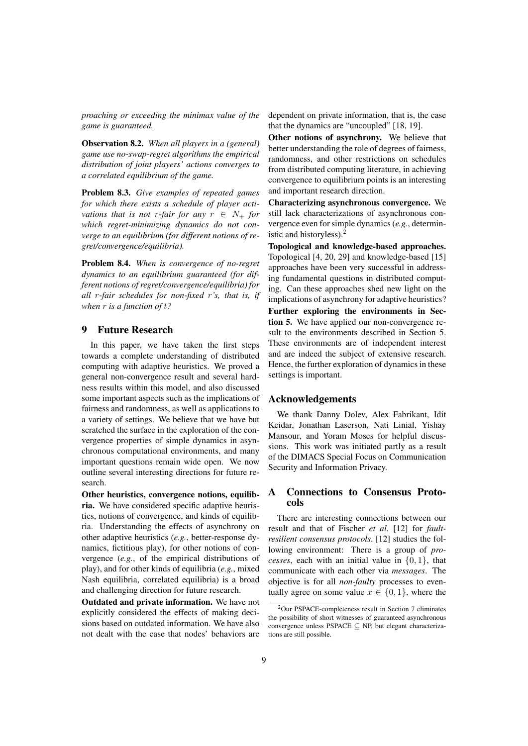*proaching or exceeding the minimax value of the game is guaranteed.*

**Observation 8.2.** *When all players in a (general) game use no-swap-regret algorithms the empirical distribution of joint players' actions converges to a correlated equilibrium of the game.*

**Problem 8.3.** *Give examples of repeated games for which there exists a schedule of player activations that is not $r$-fair for any $r \in N_+$ for which regret-minimizing dynamics do not converge to an equilibrium (for different notions of regret/convergence/equilibria).*

**Problem 8.4.** *When is convergence of no-regret dynamics to an equilibrium guaranteed (for different notions of regret/convergence/equilibria) for all $r$-fair schedules for non-fixed $r$'s, that is, if when $r$ is a function of $t$?*

## 9 Future Research

In this paper, we have taken the first steps towards a complete understanding of distributed computing with adaptive heuristics. We proved a general non-convergence result and several hardness results within this model, and also discussed some important aspects such as the implications of fairness and randomness, as well as applications to a variety of settings. We believe that we have but scratched the surface in the exploration of the convergence properties of simple dynamics in asynchronous computational environments, and many important questions remain wide open. We now outline several interesting directions for future research.

**Other heuristics, convergence notions, equilibria.** We have considered specific adaptive heuristics, notions of convergence, and kinds of equilibria. Understanding the effects of asynchrony on other adaptive heuristics (*e.g.*, better-response dynamics, fictitious play), for other notions of convergence (*e.g.*, of the empirical distributions of play), and for other kinds of equilibria (*e.g.*, mixed Nash equilibria, correlated equilibria) is a broad and challenging direction for future research.

**Outdated and private information.** We have not explicitly considered the effects of making decisions based on outdated information. We have also not dealt with the case that nodes' behaviors are dependent on private information, that is, the case that the dynamics are "uncoupled" [18, 19].

**Other notions of asynchrony.** We believe that better understanding the role of degrees of fairness, randomness, and other restrictions on schedules from distributed computing literature, in achieving convergence to equilibrium points is an interesting and important research direction.

**Characterizing asynchronous convergence.** We still lack characterizations of asynchronous convergence even for simple dynamics (*e.g.*, deterministic and historyless).[2]

**Topological and knowledge-based approaches.** Topological [4, 20, 29] and knowledge-based [15] approaches have been very successful in addressing fundamental questions in distributed computing. Can these approaches shed new light on the implications of asynchrony for adaptive heuristics?

**Further exploring the environments in Section 5.** We have applied our non-convergence result to the environments described in Section 5. These environments are of independent interest and are indeed the subject of extensive research. Hence, the further exploration of dynamics in these settings is important.

## Acknowledgements

We thank Danny Dolev, Alex Fabrikant, Idit Keidar, Jonathan Laserson, Nati Linial, Yishay Mansour, and Yoram Moses for helpful discussions. This work was initiated partly as a result of the DIMACS Special Focus on Communication Security and Information Privacy.

## A Connections to Consensus Protocols

There are interesting connections between our result and that of Fischer *et al.* [12] for *fault-resilient consensus protocols*. [12] studies the following environment: There is a group of *processes*, each with an initial value in $\{0, 1\}$, that communicate with each other via *messages*. The objective is for all *non-faulty* processes to eventually agree on some value $x \in \{0, 1\}$, where the

[2] Our PSPACE-completeness result in Section 7 eliminates the possibility of short witnesses of guaranteed asynchronous convergence unless PSPACE $\subseteq$ NP, but elegant characterizations are still possible.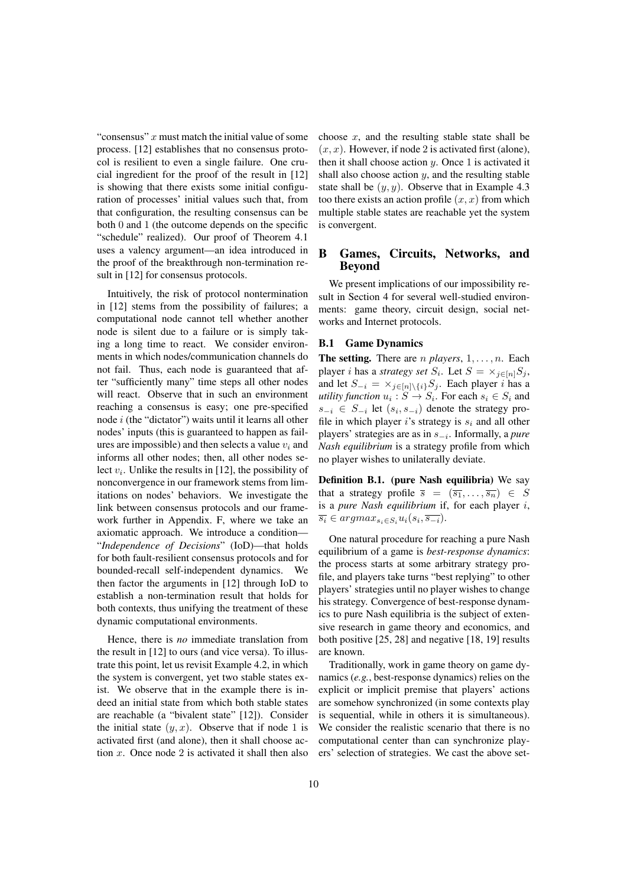"consensus" $x$ must match the initial value of some process. [12] establishes that no consensus protocol is resilient to even a single failure. One crucial ingredient for the proof of the result in [12] is showing that there exists some initial configuration of processes' initial values such that, from that configuration, the resulting consensus can be both 0 and 1 (the outcome depends on the specific "schedule" realized). Our proof of Theorem 4.1 uses a valency argument—an idea introduced in the proof of the breakthrough non-termination result in [12] for consensus protocols.

Intuitively, the risk of protocol nontermination in [12] stems from the possibility of failures; a computational node cannot tell whether another node is silent due to a failure or is simply taking a long time to react. We consider environments in which nodes/communication channels do not fail. Thus, each node is guaranteed that after "sufficiently many" time steps all other nodes will react. Observe that in such an environment reaching a consensus is easy; one pre-specified node $i$ (the "dictator") waits until it learns all other nodes' inputs (this is guaranteed to happen as failures are impossible) and then selects a value $v_i$ and informs all other nodes; then, all other nodes select $v_i$. Unlike the results in [12], the possibility of nonconvergence in our framework stems from limitations on nodes' behaviors. We investigate the link between consensus protocols and our framework further in Appendix. F, where we take an axiomatic approach. We introduce a condition—"*Independence of Decisions*" (IoD)—that holds for both fault-resilient consensus protocols and for bounded-recall self-independent dynamics. We then factor the arguments in [12] through IoD to establish a non-termination result that holds for both contexts, thus unifying the treatment of these dynamic computational environments.

Hence, there is *no* immediate translation from the result in [12] to ours (and vice versa). To illustrate this point, let us revisit Example 4.2, in which the system is convergent, yet two stable states exist. We observe that in the example there is indeed an initial state from which both stable states are reachable (a "bivalent state" [12]). Consider the initial state $(y, x)$. Observe that if node 1 is activated first (and alone), then it shall choose action $x$. Once node 2 is activated it shall then also choose $x$, and the resulting stable state shall be $(x, x)$. However, if node 2 is activated first (alone), then it shall choose action $y$. Once 1 is activated it shall also choose action $y$, and the resulting stable state shall be $(y, y)$. Observe that in Example 4.3 too there exists an action profile $(x, x)$ from which multiple stable states are reachable yet the system is convergent.

# B Games, Circuits, Networks, and Beyond

We present implications of our impossibility result in Section 4 for several well-studied environments: game theory, circuit design, social networks and Internet protocols.

## B.1 Game Dynamics

**The setting.** There are $n$ *players*, $1, \ldots, n$. Each player $i$ has a *strategy set* $S_i$. Let $S = \times_{j \in [n]} S_j$, and let $S_{-i} = \times_{j \in [n] \setminus \{i\}} S_j$. Each player $i$ has a *utility function* $u_i : S \to S_i$. For each $s_i \in S_i$ and $s_{-i} \in S_{-i}$ let $(s_i, s_{-i})$ denote the strategy profile in which player $i$'s strategy is $s_i$ and all other players' strategies are as in $s_{-i}$. Informally, a *pure Nash equilibrium* is a strategy profile from which no player wishes to unilaterally deviate.

**Definition B.1. (pure Nash equilibria)** We say that a strategy profile $\overline{s} = (\overline{s_1}, \ldots, \overline{s_n}) \in S$ is a *pure Nash equilibrium* if, for each player $i$, $\overline{s_i} \in argmax_{s_i \in S_i} u_i(s_i, \overline{s_{-i}})$.

One natural procedure for reaching a pure Nash equilibrium of a game is *best-response dynamics*: the process starts at some arbitrary strategy profile, and players take turns "best replying" to other players' strategies until no player wishes to change his strategy. Convergence of best-response dynamics to pure Nash equilibria is the subject of extensive research in game theory and economics, and both positive [25, 28] and negative [18, 19] results are known.

Traditionally, work in game theory on game dynamics (*e.g.*, best-response dynamics) relies on the explicit or implicit premise that players' actions are somehow synchronized (in some contexts play is sequential, while in others it is simultaneous). We consider the realistic scenario that there is no computational center than can synchronize players' selection of strategies. We cast the above set-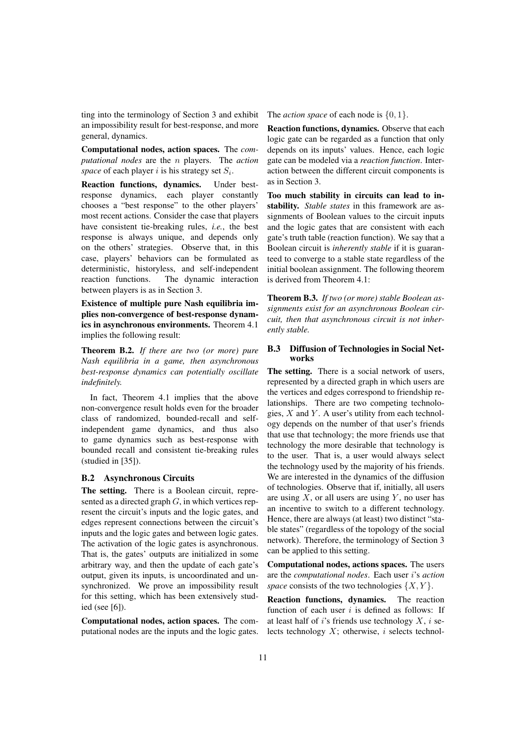ting into the terminology of Section 3 and exhibit an impossibility result for best-response, and more general, dynamics.

**Computational nodes, action spaces.** The *computational nodes* are the $n$ players. The *action space* of each player $i$ is his strategy set $S_i$.

**Reaction functions, dynamics.** Under best-response dynamics, each player constantly chooses a "best response" to the other players' most recent actions. Consider the case that players have consistent tie-breaking rules, *i.e.*, the best response is always unique, and depends only on the others' strategies. Observe that, in this case, players' behaviors can be formulated as deterministic, historyless, and self-independent reaction functions. The dynamic interaction between players is as in Section 3.

**Existence of multiple pure Nash equilibria implies non-convergence of best-response dynamics in asynchronous environments.** Theorem 4.1 implies the following result:

**Theorem B.2.** *If there are two (or more) pure Nash equilibria in a game, then asynchronous best-response dynamics can potentially oscillate indefinitely.*

In fact, Theorem 4.1 implies that the above non-convergence result holds even for the broader class of randomized, bounded-recall and self-independent game dynamics, and thus also to game dynamics such as best-response with bounded recall and consistent tie-breaking rules (studied in [35]).

### B.2 Asynchronous Circuits

**The setting.** There is a Boolean circuit, represented as a directed graph $G$, in which vertices represent the circuit's inputs and the logic gates, and edges represent connections between the circuit's inputs and the logic gates and between logic gates. The activation of the logic gates is asynchronous. That is, the gates' outputs are initialized in some arbitrary way, and then the update of each gate's output, given its inputs, is uncoordinated and unsynchronized. We prove an impossibility result for this setting, which has been extensively studied (see [6]).

**Computational nodes, action spaces.** The computational nodes are the inputs and the logic gates. The *action space* of each node is $\{0, 1\}$.

**Reaction functions, dynamics.** Observe that each logic gate can be regarded as a function that only depends on its inputs' values. Hence, each logic gate can be modeled via a *reaction function*. Interaction between the different circuit components is as in Section 3.

**Too much stability in circuits can lead to instability.** *Stable states* in this framework are assignments of Boolean values to the circuit inputs and the logic gates that are consistent with each gate's truth table (reaction function). We say that a Boolean circuit is *inherently stable* if it is guaranteed to converge to a stable state regardless of the initial boolean assignment. The following theorem is derived from Theorem 4.1:

**Theorem B.3.** *If two (or more) stable Boolean assignments exist for an asynchronous Boolean circuit, then that asynchronous circuit is not inherently stable.*

### B.3 Diffusion of Technologies in Social Networks

**The setting.** There is a social network of users, represented by a directed graph in which users are the vertices and edges correspond to friendship relationships. There are two competing technologies, $X$ and $Y$. A user's utility from each technology depends on the number of that user's friends that use that technology; the more friends use that technology the more desirable that technology is to the user. That is, a user would always select the technology used by the majority of his friends. We are interested in the dynamics of the diffusion of technologies. Observe that if, initially, all users are using $X$, or all users are using $Y$, no user has an incentive to switch to a different technology. Hence, there are always (at least) two distinct "stable states" (regardless of the topology of the social network). Therefore, the terminology of Section 3 can be applied to this setting.

**Computational nodes, actions spaces.** The users are the *computational nodes*. Each user $i$'s *action space* consists of the two technologies $\{X, Y\}$.

**Reaction functions, dynamics.** The reaction function of each user $i$ is defined as follows: If at least half of $i$'s friends use technology $X$, $i$ selects technology $X$; otherwise, $i$ selects technol-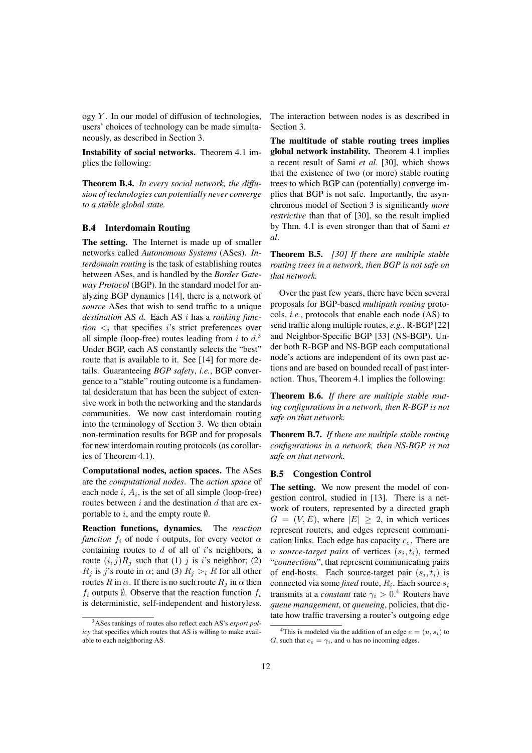ogy $Y$. In our model of diffusion of technologies, users' choices of technology can be made simultaneously, as described in Section 3.

**Instability of social networks.** Theorem 4.1 implies the following:

**Theorem B.4.** *In every social network, the diffusion of technologies can potentially never converge to a stable global state.*

### B.4 Interdomain Routing

**The setting.** The Internet is made up of smaller networks called *Autonomous Systems* (ASes). *Interdomain routing* is the task of establishing routes between ASes, and is handled by the *Border Gateway Protocol* (BGP). In the standard model for analyzing BGP dynamics [14], there is a network of *source* ASes that wish to send traffic to a unique *destination* AS $d$. Each AS $i$ has a *ranking function* $<_i$ that specifies $i$'s strict preferences over all simple (loop-free) routes leading from $i$ to $d$.[3] Under BGP, each AS constantly selects the "best" route that is available to it. See [14] for more details. Guaranteeing *BGP safety*, *i.e.*, BGP convergence to a "stable" routing outcome is a fundamental desideratum that has been the subject of extensive work in both the networking and the standards communities. We now cast interdomain routing into the terminology of Section 3. We then obtain non-termination results for BGP and for proposals for new interdomain routing protocols (as corollaries of Theorem 4.1).

**Computational nodes, action spaces.** The ASes are the *computational nodes*. The *action space* of each node $i$, $A_i$, is the set of all simple (loop-free) routes between $i$ and the destination $d$ that are exportable to $i$, and the empty route $\emptyset$.

**Reaction functions, dynamics.** The *reaction function* $f_i$ of node $i$ outputs, for every vector $\alpha$ containing routes to $d$ of all of $i$'s neighbors, a route $(i,j)R_j$ such that (1) $j$ is $i$'s neighbor; (2) $R_j$ is $j$'s route in $\alpha$; and (3) $R_j >_i R$ for all other routes $R$ in $\alpha$. If there is no such route $R_j$ in $\alpha$ then $f_i$ outputs $\emptyset$. Observe that the reaction function $f_i$ is deterministic, self-independent and historyless. The interaction between nodes is as described in Section 3.

**The multitude of stable routing trees implies global network instability.** Theorem 4.1 implies a recent result of Sami *et al*. [30], which shows that the existence of two (or more) stable routing trees to which BGP can (potentially) converge implies that BGP is not safe. Importantly, the asynchronous model of Section 3 is significantly *more restrictive* than that of [30], so the result implied by Thm. 4.1 is even stronger than that of Sami *et al*.

**Theorem B.5.** *[30] If there are multiple stable routing trees in a network, then BGP is not safe on that network.*

Over the past few years, there have been several proposals for BGP-based *multipath routing* protocols, *i.e.*, protocols that enable each node (AS) to send traffic along multiple routes, *e.g.*, R-BGP [22] and Neighbor-Specific BGP [33] (NS-BGP). Under both R-BGP and NS-BGP each computational node's actions are independent of its own past actions and are based on bounded recall of past interaction. Thus, Theorem 4.1 implies the following:

**Theorem B.6.** *If there are multiple stable routing configurations in a network, then R-BGP is not safe on that network.*

**Theorem B.7.** *If there are multiple stable routing configurations in a network, then NS-BGP is not safe on that network.*

### B.5 Congestion Control

**The setting.** We now present the model of congestion control, studied in [13]. There is a network of routers, represented by a directed graph $G = (V, E)$, where $|E| \geq 2$, in which vertices represent routers, and edges represent communication links. Each edge has capacity $c_e$. There are $n$ *source-target pairs* of vertices $(s_i, t_i)$, termed "*connections*", that represent communicating pairs of end-hosts. Each source-target pair $(s_i, t_i)$ is connected via some *fixed* route, $R_i$. Each source $s_i$ transmits at a *constant* rate $\gamma_i > 0$.[4] Routers have *queue management*, or *queueing*, policies, that dictate how traffic traversing a router's outgoing edge

[3] ASes rankings of routes also reflect each AS's *export policy* that specifies which routes that AS is willing to make available to each neighboring AS.

[4] This is modeled via the addition of an edge $e = (u, s_i)$ to $G$, such that $c_e = \gamma_i$, and $u$ has no incoming edges.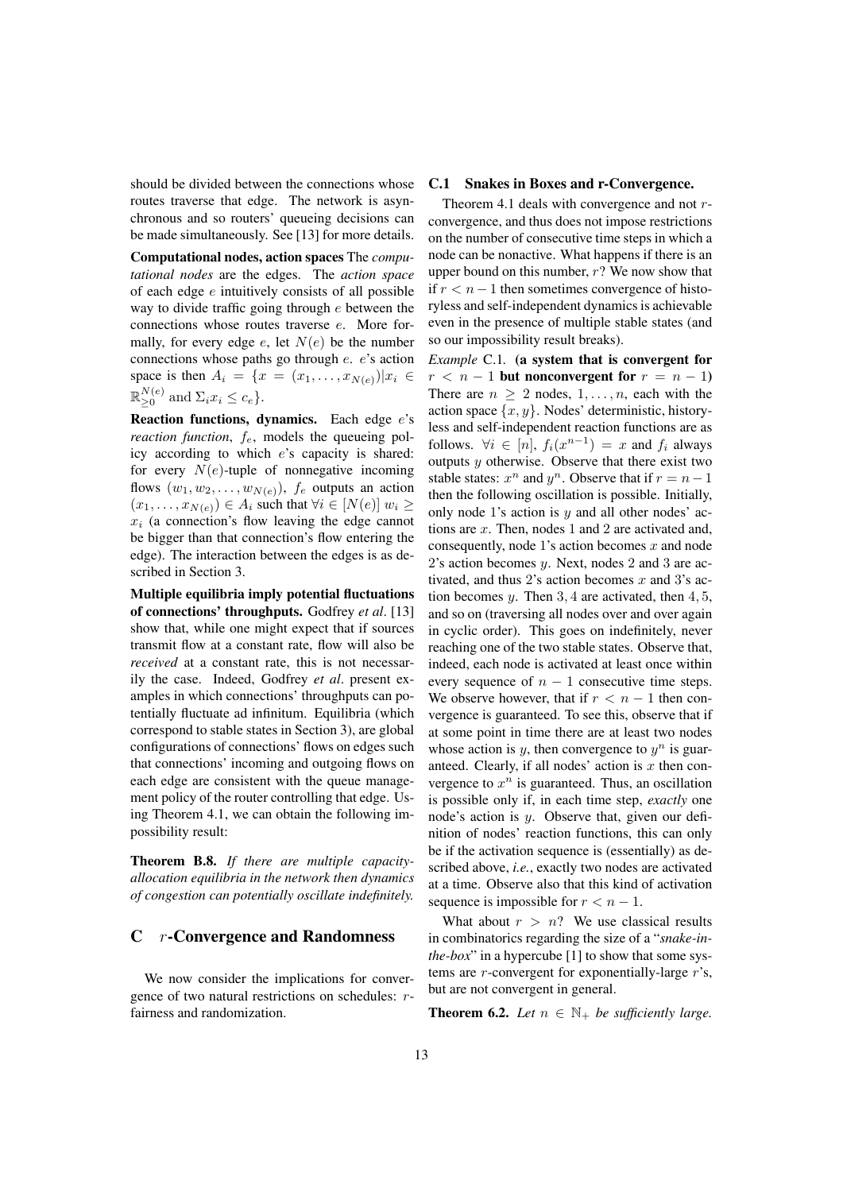should be divided between the connections whose routes traverse that edge. The network is asynchronous and so routers' queueing decisions can be made simultaneously. See [13] for more details.

**Computational nodes, action spaces** The *computational nodes* are the edges. The *action space* of each edge $e$ intuitively consists of all possible way to divide traffic going through $e$ between the connections whose routes traverse $e$. More formally, for every edge $e$, let $N(e)$ be the number connections whose paths go through $e$. $e$'s action space is then $A_i = \{x = (x_1, \ldots, x_{N(e)}) | x_i \in \mathbb{R}_{\geq 0}^{N(e)}$ and $\Sigma_i x_i \leq c_e\}$.

**Reaction functions, dynamics.** Each edge $e$'s *reaction function*, $f_e$, models the queueing policy according to which $e$'s capacity is shared: for every $N(e)$-tuple of nonnegative incoming flows $(w_1, w_2, \ldots, w_{N(e)})$, $f_e$ outputs an action $(x_1, \ldots, x_{N(e)}) \in A_i$ such that $\forall i \in [N(e)]\ w_i \geq x_i$ (a connection's flow leaving the edge cannot be bigger than that connection's flow entering the edge). The interaction between the edges is as described in Section 3.

**Multiple equilibria imply potential fluctuations of connections' throughputs.** Godfrey *et al*. [13] show that, while one might expect that if sources transmit flow at a constant rate, flow will also be *received* at a constant rate, this is not necessarily the case. Indeed, Godfrey *et al*. present examples in which connections' throughputs can potentially fluctuate ad infinitum. Equilibria (which correspond to stable states in Section 3), are global configurations of connections' flows on edges such that connections' incoming and outgoing flows on each edge are consistent with the queue management policy of the router controlling that edge. Using Theorem 4.1, we can obtain the following impossibility result:

**Theorem B.8.** *If there are multiple capacity-allocation equilibria in the network then dynamics of congestion can potentially oscillate indefinitely.*

## C $r$-Convergence and Randomness

We now consider the implications for convergence of two natural restrictions on schedules: $r$-fairness and randomization.

### C.1 Snakes in Boxes and r-Convergence.

Theorem 4.1 deals with convergence and not $r$-convergence, and thus does not impose restrictions on the number of consecutive time steps in which a node can be nonactive. What happens if there is an upper bound on this number, $r$? We now show that if $r < n - 1$ then sometimes convergence of historyless and self-independent dynamics is achievable even in the presence of multiple stable states (and so our impossibility result breaks).

*Example* C.1. **(a system that is convergent for $r < n - 1$ but nonconvergent for $r = n - 1$)** There are $n \geq 2$ nodes, $1, \ldots, n$, each with the action space $\{x, y\}$. Nodes' deterministic, historyless and self-independent reaction functions are as follows. $\forall i \in [n]$, $f_i(x^{n-1}) = x$ and $f_i$ always outputs $y$ otherwise. Observe that there exist two stable states: $x^n$ and $y^n$. Observe that if $r = n-1$ then the following oscillation is possible. Initially, only node 1's action is $y$ and all other nodes' actions are $x$. Then, nodes 1 and 2 are activated and, consequently, node 1's action becomes $x$ and node 2's action becomes $y$. Next, nodes 2 and 3 are activated, and thus 2's action becomes $x$ and 3's action becomes $y$. Then $3, 4$ are activated, then $4, 5$, and so on (traversing all nodes over and over again in cyclic order). This goes on indefinitely, never reaching one of the two stable states. Observe that, indeed, each node is activated at least once within every sequence of $n - 1$ consecutive time steps. We observe however, that if $r < n - 1$ then convergence is guaranteed. To see this, observe that if at some point in time there are at least two nodes whose action is $y$, then convergence to $y^n$ is guaranteed. Clearly, if all nodes' action is $x$ then convergence to $x^n$ is guaranteed. Thus, an oscillation is possible only if, in each time step, *exactly* one node's action is $y$. Observe that, given our definition of nodes' reaction functions, this can only be if the activation sequence is (essentially) as described above, *i.e.*, exactly two nodes are activated at a time. Observe also that this kind of activation sequence is impossible for $r < n - 1$.

What about $r > n$? We use classical results in combinatorics regarding the size of a "*snake-in-the-box*" in a hypercube [1] to show that some systems are $r$-convergent for exponentially-large $r$'s, but are not convergent in general.

**Theorem 6.2.** *Let $n \in \mathbb{N}_+$ be sufficiently large.*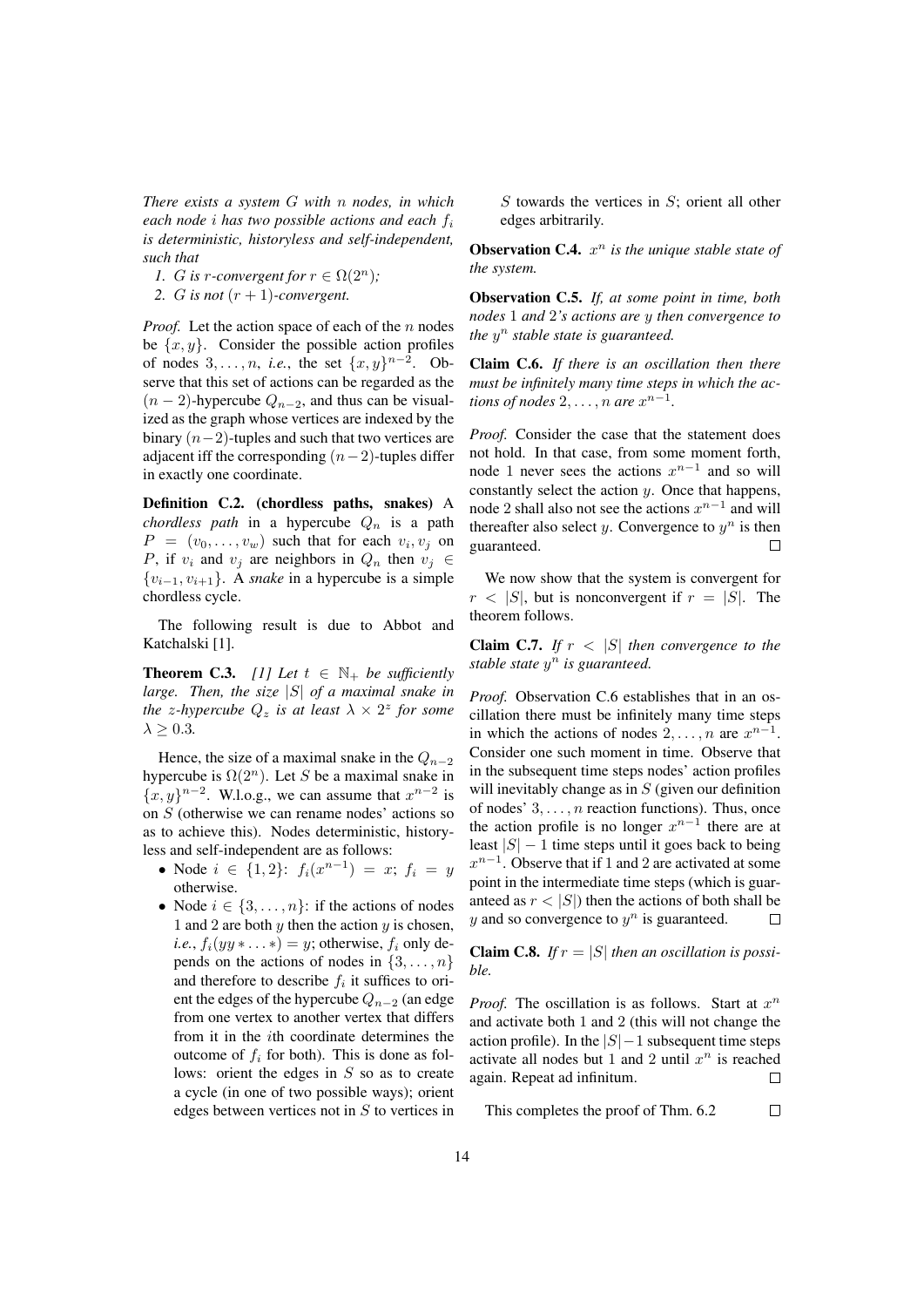*There exists a system $G$ with $n$ nodes, in which each node $i$ has two possible actions and each $f_i$ is deterministic, historyless and self-independent, such that*

1. *$G$ is $r$-convergent for $r \in \Omega(2^n)$;*
2. *$G$ is not $(r+1)$-convergent.*

*Proof.* Let the action space of each of the $n$ nodes be $\{x, y\}$. Consider the possible action profiles of nodes $3, \ldots, n$, *i.e.*, the set $\{x, y\}^{n-2}$. Observe that this set of actions can be regarded as the $(n-2)$-hypercube $Q_{n-2}$, and thus can be visualized as the graph whose vertices are indexed by the binary $(n-2)$-tuples and such that two vertices are adjacent iff the corresponding $(n-2)$-tuples differ in exactly one coordinate.

**Definition C.2. (chordless paths, snakes)** A *chordless path* in a hypercube $Q_n$ is a path $P = (v_0, \ldots, v_w)$ such that for each $v_i, v_j$ on $P$, if $v_i$ and $v_j$ are neighbors in $Q_n$ then $v_j \in \{v_{i-1}, v_{i+1}\}$. A *snake* in a hypercube is a simple chordless cycle.

The following result is due to Abbot and Katchalski [1].

**Theorem C.3.** *[1] Let $t \in \mathbb{N}_+$ be sufficiently large. Then, the size $|S|$ of a maximal snake in the $z$-hypercube $Q_z$ is at least $\lambda \times 2^z$ for some $\lambda \geq 0.3$.*

Hence, the size of a maximal snake in the $Q_{n-2}$ hypercube is $\Omega(2^n)$. Let $S$ be a maximal snake in $\{x, y\}^{n-2}$. W.l.o.g., we can assume that $x^{n-2}$ is on $S$ (otherwise we can rename nodes' actions so as to achieve this). Nodes deterministic, historyless and self-independent are as follows:

- Node $i \in \{1, 2\}$: $f_i(x^{n-1}) = x$; $f_i = y$ otherwise.
- Node $i \in \{3, \ldots, n\}$: if the actions of nodes 1 and 2 are both $y$ then the action $y$ is chosen, *i.e.*, $f_i(yy * \ldots *) = y$; otherwise, $f_i$ only depends on the actions of nodes in $\{3, \ldots, n\}$ and therefore to describe $f_i$ it suffices to orient the edges of the hypercube $Q_{n-2}$ (an edge from one vertex to another vertex that differs from it in the $i$th coordinate determines the outcome of $f_i$ for both). This is done as follows: orient the edges in $S$ so as to create a cycle (in one of two possible ways); orient edges between vertices not in $S$ to vertices in $S$ towards the vertices in $S$; orient all other edges arbitrarily.

**Observation C.4.** *$x^n$ is the unique stable state of the system.*

**Observation C.5.** *If, at some point in time, both nodes 1 and 2's actions are $y$ then convergence to the $y^n$ stable state is guaranteed.*

**Claim C.6.** *If there is an oscillation then there must be infinitely many time steps in which the actions of nodes $2, \ldots, n$ are $x^{n-1}$.*

*Proof.* Consider the case that the statement does not hold. In that case, from some moment forth, node 1 never sees the actions $x^{n-1}$ and so will constantly select the action $y$. Once that happens, node 2 shall also not see the actions $x^{n-1}$ and will thereafter also select $y$. Convergence to $y^n$ is then guaranteed. $\square$

We now show that the system is convergent for $r < |S|$, but is nonconvergent if $r = |S|$. The theorem follows.

**Claim C.7.** *If $r < |S|$ then convergence to the stable state $y^n$ is guaranteed.*

*Proof.* Observation C.6 establishes that in an oscillation there must be infinitely many time steps in which the actions of nodes $2, \ldots, n$ are $x^{n-1}$. Consider one such moment in time. Observe that in the subsequent time steps nodes' action profiles will inevitably change as in $S$ (given our definition of nodes' $3, \ldots, n$ reaction functions). Thus, once the action profile is no longer $x^{n-1}$ there are at least $|S| - 1$ time steps until it goes back to being $x^{n-1}$. Observe that if 1 and 2 are activated at some point in the intermediate time steps (which is guaranteed as $r < |S|$) then the actions of both shall be $y$ and so convergence to $y^n$ is guaranteed. $\square$

**Claim C.8.** *If $r = |S|$ then an oscillation is possible.*

*Proof.* The oscillation is as follows. Start at $x^n$ and activate both 1 and 2 (this will not change the action profile). In the $|S| - 1$ subsequent time steps activate all nodes but 1 and 2 until $x^n$ is reached again. Repeat ad infinitum. $\square$

This completes the proof of Thm. 6.2 $\square$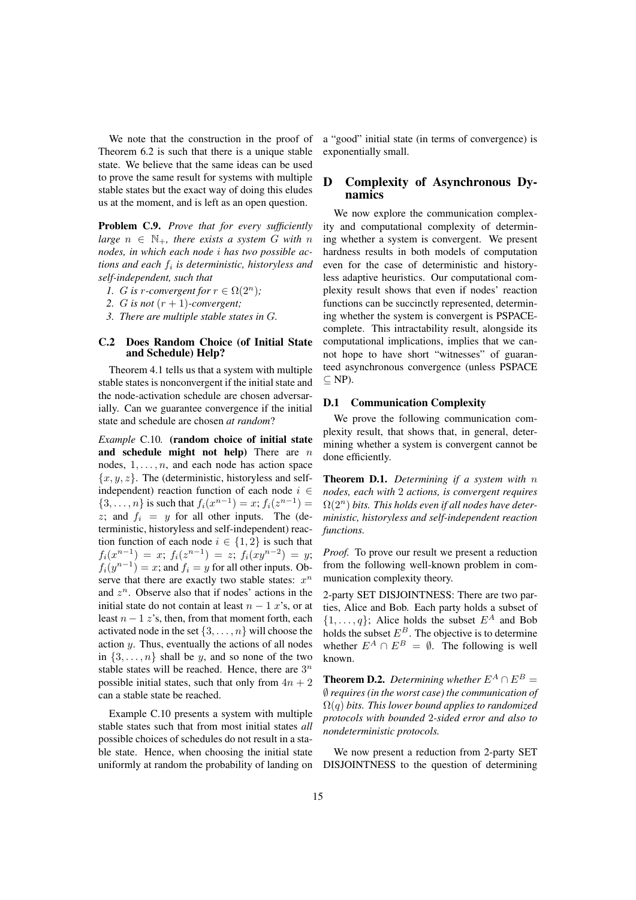We note that the construction in the proof of Theorem 6.2 is such that there is a unique stable state. We believe that the same ideas can be used to prove the same result for systems with multiple stable states but the exact way of doing this eludes us at the moment, and is left as an open question.

**Problem C.9.** *Prove that for every sufficiently large $n \in \mathbb{N}_+$, there exists a system $G$ with $n$ nodes, in which each node $i$ has two possible actions and each $f_i$ is deterministic, historyless and self-independent, such that*

1. *$G$ is $r$-convergent for $r \in \Omega(2^n)$;*
2. *$G$ is not $(r+1)$-convergent;*
3. *There are multiple stable states in $G$.*

### C.2 Does Random Choice (of Initial State and Schedule) Help?

Theorem 4.1 tells us that a system with multiple stable states is nonconvergent if the initial state and the node-activation schedule are chosen adversarially. Can we guarantee convergence if the initial state and schedule are chosen *at random*?

*Example* C.10. **(random choice of initial state and schedule might not help)** There are $n$ nodes, $1, \ldots, n$, and each node has action space $\{x, y, z\}$. The (deterministic, historyless and self-independent) reaction function of each node $i \in \{3, \ldots, n\}$ is such that $f_i(x^{n-1}) = x$; $f_i(z^{n-1}) = z$; and $f_i = y$ for all other inputs. The (deterministic, historyless and self-independent) reaction function of each node $i \in \{1, 2\}$ is such that $f_i(x^{n-1}) = x$; $f_i(z^{n-1}) = z$; $f_i(xy^{n-2}) = y$; $f_i(y^{n-1}) = x$; and $f_i = y$ for all other inputs. Observe that there are exactly two stable states: $x^n$ and $z^n$. Observe also that if nodes' actions in the initial state do not contain at least $n-1$ $x$'s, or at least $n-1$ $z$'s, then, from that moment forth, each activated node in the set $\{3, \ldots, n\}$ will choose the action $y$. Thus, eventually the actions of all nodes in $\{3, \ldots, n\}$ shall be $y$, and so none of the two stable states will be reached. Hence, there are $3^n$ possible initial states, such that only from $4n+2$ can a stable state be reached.

Example C.10 presents a system with multiple stable states such that from most initial states *all* possible choices of schedules do not result in a stable state. Hence, when choosing the initial state uniformly at random the probability of landing on a "good" initial state (in terms of convergence) is exponentially small.

## D Complexity of Asynchronous Dynamics

We now explore the communication complexity and computational complexity of determining whether a system is convergent. We present hardness results in both models of computation even for the case of deterministic and historyless adaptive heuristics. Our computational complexity result shows that even if nodes' reaction functions can be succinctly represented, determining whether the system is convergent is PSPACE-complete. This intractability result, alongside its computational implications, implies that we cannot hope to have short "witnesses" of guaranteed asynchronous convergence (unless PSPACE $\subseteq$ NP).

### D.1 Communication Complexity

We prove the following communication complexity result, that shows that, in general, determining whether a system is convergent cannot be done efficiently.

**Theorem D.1.** *Determining if a system with $n$ nodes, each with 2 actions, is convergent requires $\Omega(2^n)$ bits. This holds even if all nodes have deterministic, historyless and self-independent reaction functions.*

*Proof.* To prove our result we present a reduction from the following well-known problem in communication complexity theory.

2-party SET DISJOINTNESS: There are two parties, Alice and Bob. Each party holds a subset of $\{1, \ldots, q\}$; Alice holds the subset $E^A$ and Bob holds the subset $E^B$. The objective is to determine whether $E^A \cap E^B = \emptyset$. The following is well known.

**Theorem D.2.** *Determining whether $E^A \cap E^B = \emptyset$ requires (in the worst case) the communication of $\Omega(q)$ bits. This lower bound applies to randomized protocols with bounded 2-sided error and also to nondeterministic protocols.*

We now present a reduction from 2-party SET DISJOINTNESS to the question of determining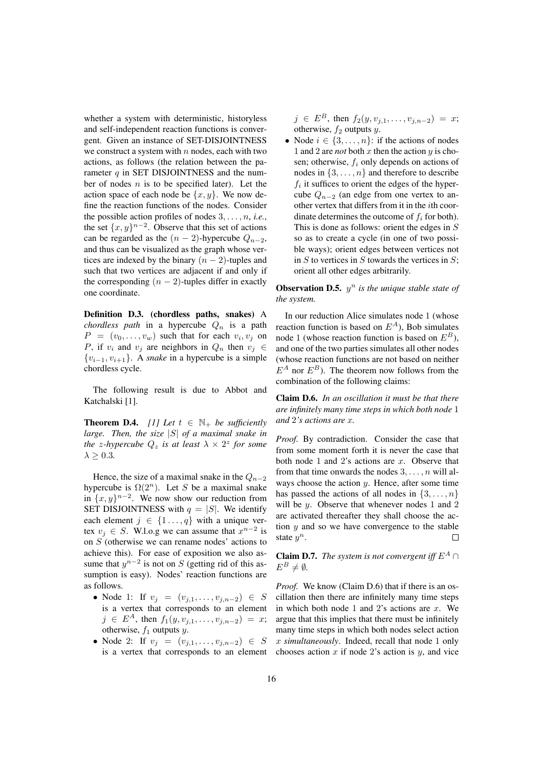whether a system with deterministic, historyless and self-independent reaction functions is convergent. Given an instance of SET-DISJOINTNESS we construct a system with $n$ nodes, each with two actions, as follows (the relation between the parameter $q$ in SET DISJOINTNESS and the number of nodes $n$ is to be specified later). Let the action space of each node be $\{x, y\}$. We now define the reaction functions of the nodes. Consider the possible action profiles of nodes $3, \ldots, n$, *i.e.*, the set $\{x, y\}^{n-2}$. Observe that this set of actions can be regarded as the $(n-2)$-hypercube $Q_{n-2}$, and thus can be visualized as the graph whose vertices are indexed by the binary $(n-2)$-tuples and such that two vertices are adjacent if and only if the corresponding $(n-2)$-tuples differ in exactly one coordinate.

**Definition D.3. (chordless paths, snakes)** A *chordless path* in a hypercube $Q_n$ is a path $P = (v_0, \ldots, v_w)$ such that for each $v_i, v_j$ on $P$, if $v_i$ and $v_j$ are neighbors in $Q_n$ then $v_j \in \{v_{i-1}, v_{i+1}\}$. A *snake* in a hypercube is a simple chordless cycle.

The following result is due to Abbot and Katchalski [1].

**Theorem D.4.** *[1] Let $t \in \mathbb{N}_+$ be sufficiently large. Then, the size $|S|$ of a maximal snake in the $z$-hypercube $Q_z$ is at least $\lambda \times 2^z$ for some $\lambda \geq 0.3$.*

Hence, the size of a maximal snake in the $Q_{n-2}$ hypercube is $\Omega(2^n)$. Let $S$ be a maximal snake in $\{x, y\}^{n-2}$. We now show our reduction from SET DISJOINTNESS with $q = |S|$. We identify each element $j \in \{1 \ldots, q\}$ with a unique vertex $v_j \in S$. W.l.o.g we can assume that $x^{n-2}$ is on $S$ (otherwise we can rename nodes' actions to achieve this). For ease of exposition we also assume that $y^{n-2}$ is not on $S$ (getting rid of this assumption is easy). Nodes' reaction functions are as follows.

- Node 1: If $v_j = (v_{j,1}, \ldots, v_{j,n-2}) \in S$ is a vertex that corresponds to an element $j \in E^A$, then $f_1(y, v_{j,1}, \ldots, v_{j,n-2}) = x$; otherwise, $f_1$ outputs $y$.
- Node 2: If $v_j = (v_{j,1}, \ldots, v_{j,n-2}) \in S$ is a vertex that corresponds to an element $j \in E^B$, then $f_2(y, v_{j,1}, \ldots, v_{j,n-2}) = x$; otherwise, $f_2$ outputs $y$.
- Node $i \in \{3, \ldots, n\}$: if the actions of nodes 1 and 2 are *not* both $x$ then the action $y$ is chosen; otherwise, $f_i$ only depends on actions of nodes in $\{3, \ldots, n\}$ and therefore to describe $f_i$ it suffices to orient the edges of the hypercube $Q_{n-2}$ (an edge from one vertex to another vertex that differs from it in the $i$th coordinate determines the outcome of $f_i$ for both). This is done as follows: orient the edges in $S$ so as to create a cycle (in one of two possible ways); orient edges between vertices not in $S$ to vertices in $S$ towards the vertices in $S$; orient all other edges arbitrarily.

**Observation D.5.** *$y^n$ is the unique stable state of the system.*

In our reduction Alice simulates node 1 (whose reaction function is based on $E^A$), Bob simulates node 1 (whose reaction function is based on $E^B$), and one of the two parties simulates all other nodes (whose reaction functions are not based on neither $E^A$ nor $E^B$). The theorem now follows from the combination of the following claims:

**Claim D.6.** *In an oscillation it must be that there are infinitely many time steps in which both node 1 and 2's actions are $x$.*

*Proof.* By contradiction. Consider the case that from some moment forth it is never the case that both node 1 and 2's actions are $x$. Observe that from that time onwards the nodes $3, \ldots, n$ will always choose the action $y$. Hence, after some time has passed the actions of all nodes in $\{3, \ldots, n\}$ will be $y$. Observe that whenever nodes 1 and 2 are activated thereafter they shall choose the action $y$ and so we have convergence to the stable state $y^n$. $\square$

**Claim D.7.** *The system is not convergent iff $E^A \cap E^B \neq \emptyset$.*

*Proof.* We know (Claim D.6) that if there is an oscillation then there are infinitely many time steps in which both node 1 and 2's actions are $x$. We argue that this implies that there must be infinitely many time steps in which both nodes select action $x$ *simultaneously*. Indeed, recall that node 1 only chooses action $x$ if node 2's action is $y$, and vice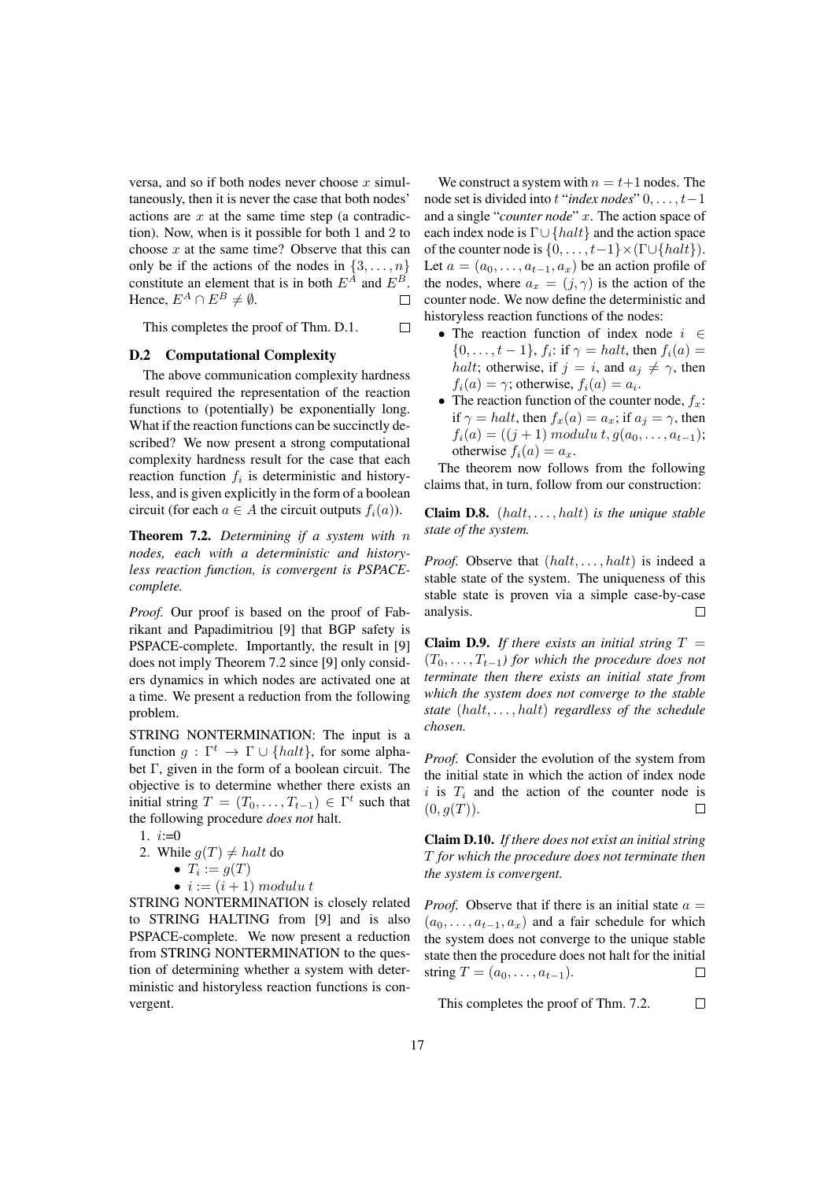versa, and so if both nodes never choose $x$ simultaneously, then it is never the case that both nodes' actions are $x$ at the same time step (a contradiction). Now, when is it possible for both 1 and 2 to choose $x$ at the same time? Observe that this can only be if the actions of the nodes in $\{3, \ldots, n\}$ constitute an element that is in both $E^A$ and $E^B$. Hence, $E^A \cap E^B \neq \emptyset$. □

This completes the proof of Thm. D.1. □

### D.2 Computational Complexity

The above communication complexity hardness result required the representation of the reaction functions to (potentially) be exponentially long. What if the reaction functions can be succinctly described? We now present a strong computational complexity hardness result for the case that each reaction function $f_i$ is deterministic and historyless, and is given explicitly in the form of a boolean circuit (for each $a \in A$ the circuit outputs $f_i(a)$).

**Theorem 7.2.** *Determining if a system with $n$ nodes, each with a deterministic and historyless reaction function, is convergent is PSPACE-complete.*

*Proof.* Our proof is based on the proof of Fabrikant and Papadimitriou [9] that BGP safety is PSPACE-complete. Importantly, the result in [9] does not imply Theorem 7.2 since [9] only considers dynamics in which nodes are activated one at a time. We present a reduction from the following problem.

STRING NONTERMINATION: The input is a function $g : \Gamma^t \rightarrow \Gamma \cup \{halt\}$, for some alphabet $\Gamma$, given in the form of a boolean circuit. The objective is to determine whether there exists an initial string $T = (T_0, \ldots, T_{t-1}) \in \Gamma^t$ such that the following procedure *does not* halt.

1. $i$:=0
2. While $g(T) \neq halt$ do
   - $T_i := g(T)$
   - $i := (i + 1)\ modulu\ t$

STRING NONTERMINATION is closely related to STRING HALTING from [9] and is also PSPACE-complete. We now present a reduction from STRING NONTERMINATION to the question of determining whether a system with deterministic and historyless reaction functions is convergent.

We construct a system with $n = t+1$ nodes. The node set is divided into $t$ "*index nodes*" $0, \ldots, t-1$ and a single "*counter node*" $x$. The action space of each index node is $\Gamma \cup \{halt\}$ and the action space of the counter node is $\{0, \ldots, t-1\} \times (\Gamma \cup \{halt\})$. Let $a = (a_0, \ldots, a_{t-1}, a_x)$ be an action profile of the nodes, where $a_x = (j, \gamma)$ is the action of the counter node. We now define the deterministic and historyless reaction functions of the nodes:

- The reaction function of index node $i \in \{0, \ldots, t-1\}$, $f_i$: if $\gamma = halt$, then $f_i(a) = halt$; otherwise, if $j = i$, and $a_j \neq \gamma$, then $f_i(a) = \gamma$; otherwise, $f_i(a) = a_i$.
- The reaction function of the counter node, $f_x$: if $\gamma = halt$, then $f_x(a) = a_x$; if $a_j = \gamma$, then $f_i(a) = ((j + 1)\ modulu\ t, g(a_0, \ldots, a_{t-1})$; otherwise $f_i(a) = a_x$.

The theorem now follows from the following claims that, in turn, follow from our construction:

**Claim D.8.** *$(halt, \ldots, halt)$ is the unique stable state of the system.*

*Proof.* Observe that $(halt, \ldots, halt)$ is indeed a stable state of the system. The uniqueness of this stable state is proven via a simple case-by-case analysis. □

**Claim D.9.** *If there exists an initial string $T = (T_0, \ldots, T_{t-1})$ for which the procedure does not terminate then there exists an initial state from which the system does not converge to the stable state $(halt, \ldots, halt)$ regardless of the schedule chosen.*

*Proof.* Consider the evolution of the system from the initial state in which the action of index node $i$ is $T_i$ and the action of the counter node is $(0, g(T))$. □

**Claim D.10.** *If there does not exist an initial string $T$ for which the procedure does not terminate then the system is convergent.*

*Proof.* Observe that if there is an initial state $a = (a_0, \ldots, a_{t-1}, a_x)$ and a fair schedule for which the system does not converge to the unique stable state then the procedure does not halt for the initial string $T = (a_0, \ldots, a_{t-1})$. □

This completes the proof of Thm. 7.2. □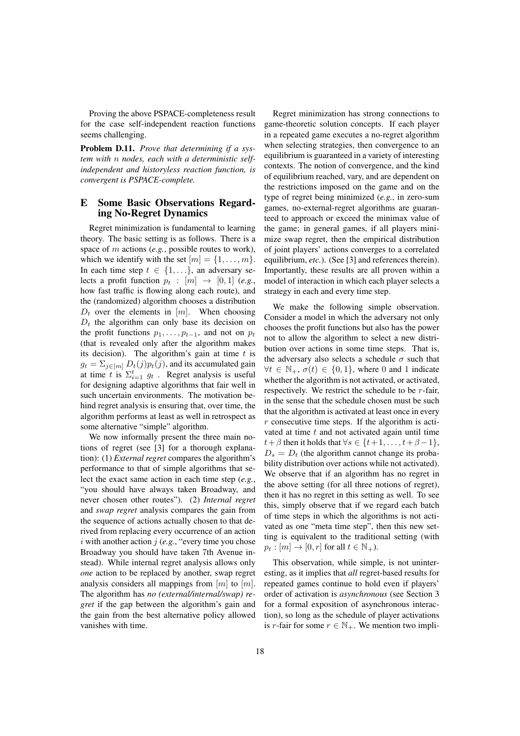Proving the above PSPACE-completeness result for the case self-independent reaction functions seems challenging.

**Problem D.11.** *Prove that determining if a system with $n$ nodes, each with a deterministic self-independent and historyless reaction function, is convergent is PSPACE-complete.*

## E Some Basic Observations Regarding No-Regret Dynamics

Regret minimization is fundamental to learning theory. The basic setting is as follows. There is a space of $m$ actions (*e.g.*, possible routes to work), which we identify with the set $[m] = \{1, \ldots, m\}$. In each time step $t \in \{1, \ldots\}$, an adversary selects a profit function $p_t : [m] \rightarrow [0, 1]$ (*e.g.*, how fast traffic is flowing along each route), and the (randomized) algorithm chooses a distribution $D_t$ over the elements in $[m]$. When choosing $D_t$ the algorithm can only base its decision on the profit functions $p_1, \ldots, p_{t-1}$, and not on $p_t$ (that is revealed only after the algorithm makes its decision). The algorithm's gain at time $t$ is $g_t = \Sigma_{j \in [m]} D_t(j) p_t(j)$, and its accumulated gain at time $t$ is $\Sigma_{i=1}^{t} g_t$. Regret analysis is useful for designing adaptive algorithms that fair well in such uncertain environments. The motivation behind regret analysis is ensuring that, over time, the algorithm performs at least as well in retrospect as some alternative "simple" algorithm.

We now informally present the three main notions of regret (see [3] for a thorough explanation): (1) *External regret* compares the algorithm's performance to that of simple algorithms that select the exact same action in each time step (*e.g.*, "you should have always taken Broadway, and never chosen other routes"). (2) *Internal regret* and *swap regret* analysis compares the gain from the sequence of actions actually chosen to that derived from replacing every occurrence of an action $i$ with another action $j$ (*e.g.*, "every time you chose Broadway you should have taken 7th Avenue instead). While internal regret analysis allows only *one* action to be replaced by another, swap regret analysis considers all mappings from $[m]$ to $[m]$. The algorithm has *no (external/internal/swap) regret* if the gap between the algorithm's gain and the gain from the best alternative policy allowed vanishes with time.

Regret minimization has strong connections to game-theoretic solution concepts. If each player in a repeated game executes a no-regret algorithm when selecting strategies, then convergence to an equilibrium is guaranteed in a variety of interesting contexts. The notion of convergence, and the kind of equilibrium reached, vary, and are dependent on the restrictions imposed on the game and on the type of regret being minimized (*e.g.*, in zero-sum games, no-external-regret algorithms are guaranteed to approach or exceed the minimax value of the game; in general games, if all players minimize swap regret, then the empirical distribution of joint players' actions converges to a correlated equilibrium, *etc.*). (See [3] and references therein). Importantly, these results are all proven within a model of interaction in which each player selects a strategy in each and every time step.

We make the following simple observation. Consider a model in which the adversary not only chooses the profit functions but also has the power not to allow the algorithm to select a new distribution over actions in some time steps. That is, the adversary also selects a schedule $\sigma$ such that $\forall t \in \mathbb{N}_+$, $\sigma(t) \in \{0, 1\}$, where $0$ and $1$ indicate whether the algorithm is not activated, or activated, respectively. We restrict the schedule to be $r$-fair, in the sense that the schedule chosen must be such that the algorithm is activated at least once in every $r$ consecutive time steps. If the algorithm is activated at time $t$ and not activated again until time $t + \beta$ then it holds that $\forall s \in \{t+1, \ldots, t+\beta-1\}$, $D_s = D_t$ (the algorithm cannot change its probability distribution over actions while not activated). We observe that if an algorithm has no regret in the above setting (for all three notions of regret), then it has no regret in this setting as well. To see this, simply observe that if we regard each batch of time steps in which the algorithms is not activated as one "meta time step", then this new setting is equivalent to the traditional setting (with $p_t : [m] \rightarrow [0, r]$ for all $t \in \mathbb{N}_+$).

This observation, while simple, is not uninteresting, as it implies that *all* regret-based results for repeated games continue to hold even if players' order of activation is *asynchronous* (see Section 3 for a formal exposition of asynchronous interaction), so long as the schedule of player activations is $r$-fair for some $r \in \mathbb{N}_+$. We mention two impli-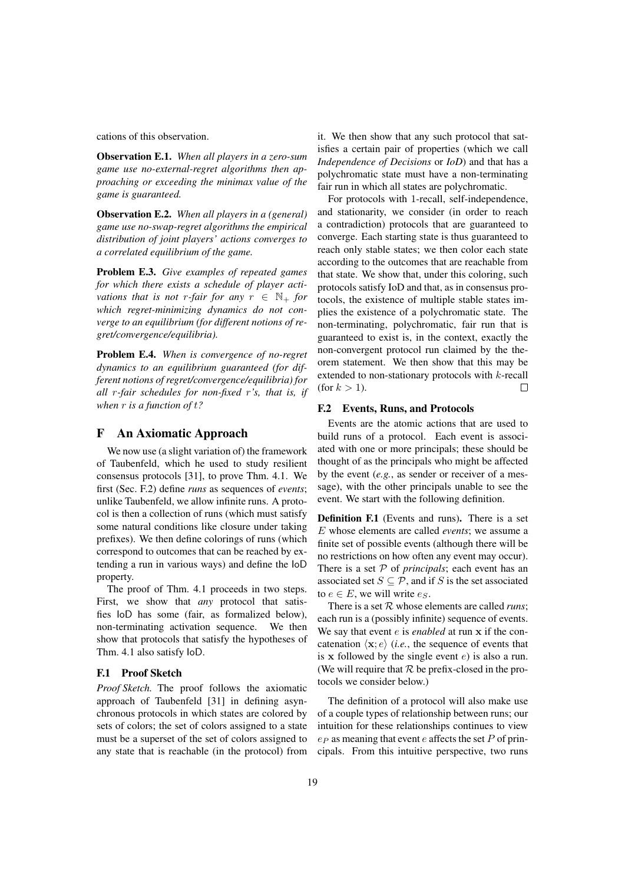cations of this observation.

**Observation E.1.** *When all players in a zero-sum game use no-external-regret algorithms then approaching or exceeding the minimax value of the game is guaranteed.*

**Observation E.2.** *When all players in a (general) game use no-swap-regret algorithms the empirical distribution of joint players' actions converges to a correlated equilibrium of the game.*

**Problem E.3.** *Give examples of repeated games for which there exists a schedule of player activations that is not $r$-fair for any $r \in \mathbb{N}_+$ for which regret-minimizing dynamics do not converge to an equilibrium (for different notions of regret/convergence/equilibria).*

**Problem E.4.** *When is convergence of no-regret dynamics to an equilibrium guaranteed (for different notions of regret/convergence/equilibria) for all $r$-fair schedules for non-fixed $r$'s, that is, if when $r$ is a function of $t$?*

# F An Axiomatic Approach

We now use (a slight variation of) the framework of Taubenfeld, which he used to study resilient consensus protocols [31], to prove Thm. 4.1. We first (Sec. F.2) define *runs* as sequences of *events*; unlike Taubenfeld, we allow infinite runs. A protocol is then a collection of runs (which must satisfy some natural conditions like closure under taking prefixes). We then define colorings of runs (which correspond to outcomes that can be reached by extending a run in various ways) and define the IoD property.

The proof of Thm. 4.1 proceeds in two steps. First, we show that *any* protocol that satisfies IoD has some (fair, as formalized below), non-terminating activation sequence. We then show that protocols that satisfy the hypotheses of Thm. 4.1 also satisfy IoD.

## F.1 Proof Sketch

*Proof Sketch.* The proof follows the axiomatic approach of Taubenfeld [31] in defining asynchronous protocols in which states are colored by sets of colors; the set of colors assigned to a state must be a superset of the set of colors assigned to any state that is reachable (in the protocol) from it. We then show that any such protocol that satisfies a certain pair of properties (which we call *Independence of Decisions* or *IoD*) and that has a polychromatic state must have a non-terminating fair run in which all states are polychromatic.

For protocols with 1-recall, self-independence, and stationarity, we consider (in order to reach a contradiction) protocols that are guaranteed to converge. Each starting state is thus guaranteed to reach only stable states; we then color each state according to the outcomes that are reachable from that state. We show that, under this coloring, such protocols satisfy IoD and that, as in consensus protocols, the existence of multiple stable states implies the existence of a polychromatic state. The non-terminating, polychromatic, fair run that is guaranteed to exist is, in the context, exactly the non-convergent protocol run claimed by the theorem statement. We then show that this may be extended to non-stationary protocols with $k$-recall (for $k > 1$). $\square$

## F.2 Events, Runs, and Protocols

Events are the atomic actions that are used to build runs of a protocol. Each event is associated with one or more principals; these should be thought of as the principals who might be affected by the event (*e.g.*, as sender or receiver of a message), with the other principals unable to see the event. We start with the following definition.

**Definition F.1** (Events and runs)**.** There is a set $E$ whose elements are called *events*; we assume a finite set of possible events (although there will be no restrictions on how often any event may occur). There is a set $\mathcal{P}$ of *principals*; each event has an associated set $S \subseteq \mathcal{P}$, and if $S$ is the set associated to $e \in E$, we will write $e_S$.

There is a set $\mathcal{R}$ whose elements are called *runs*; each run is a (possibly infinite) sequence of events. We say that event $e$ is *enabled* at run $\mathbf{x}$ if the concatenation $\langle \mathbf{x}; e \rangle$ (*i.e.*, the sequence of events that is $\mathbf{x}$ followed by the single event $e$) is also a run. (We will require that $\mathcal{R}$ be prefix-closed in the protocols we consider below.)

The definition of a protocol will also make use of a couple types of relationship between runs; our intuition for these relationships continues to view $e_P$ as meaning that event $e$ affects the set $P$ of principals. From this intuitive perspective, two runs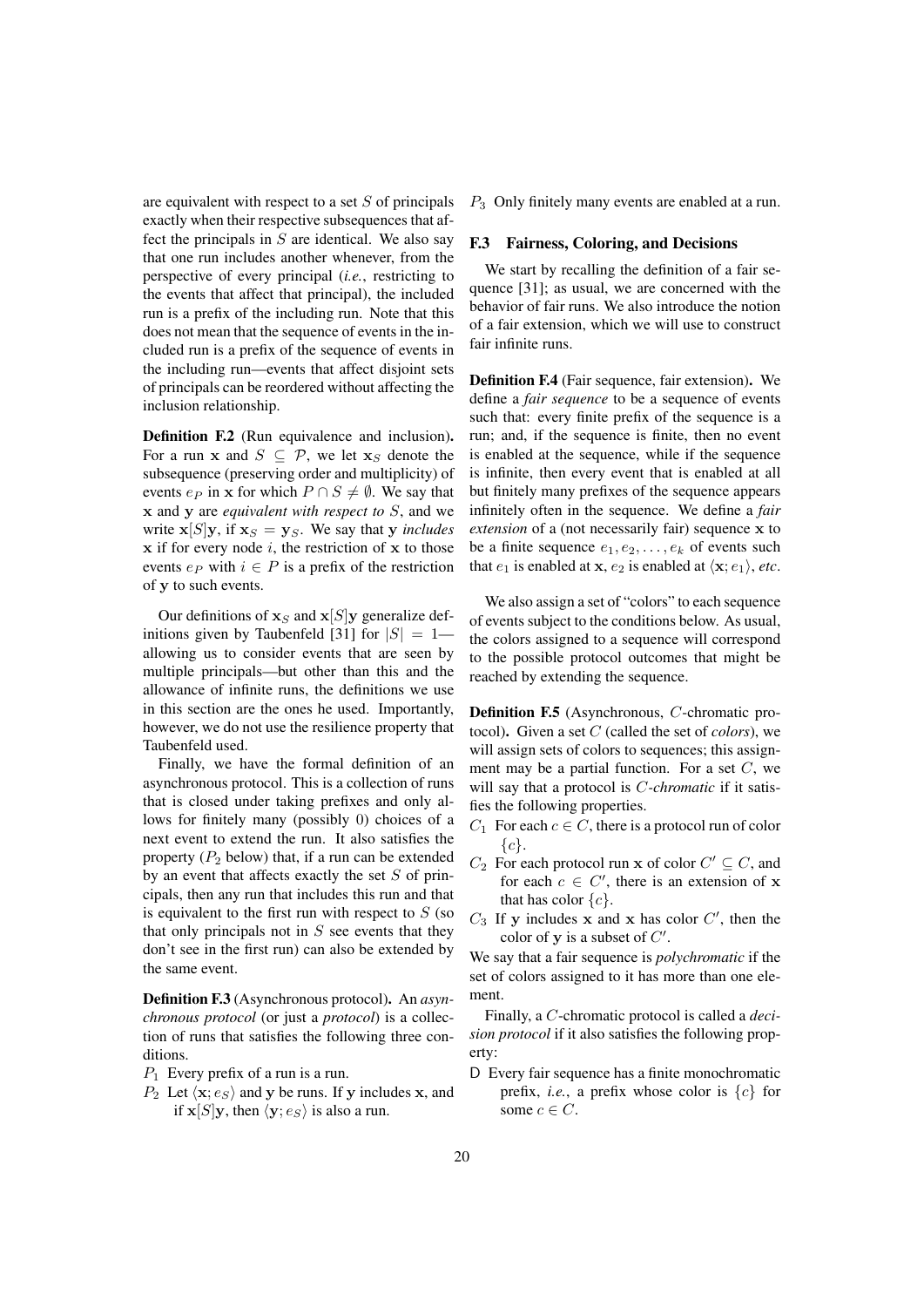are equivalent with respect to a set $S$ of principals exactly when their respective subsequences that affect the principals in $S$ are identical. We also say that one run includes another whenever, from the perspective of every principal (*i.e.*, restricting to the events that affect that principal), the included run is a prefix of the including run. Note that this does not mean that the sequence of events in the included run is a prefix of the sequence of events in the including run—events that affect disjoint sets of principals can be reordered without affecting the inclusion relationship.

**Definition F.2** (Run equivalence and inclusion)**.** For a run $\mathbf{x}$ and $S \subseteq \mathcal{P}$, we let $\mathbf{x}_S$ denote the subsequence (preserving order and multiplicity) of events $e_P$ in $\mathbf{x}$ for which $P \cap S \neq \emptyset$. We say that $\mathbf{x}$ and $\mathbf{y}$ are *equivalent with respect to* $S$, and we write $\mathbf{x}[S]\mathbf{y}$, if $\mathbf{x}_S = \mathbf{y}_S$. We say that $\mathbf{y}$ *includes* $\mathbf{x}$ if for every node $i$, the restriction of $\mathbf{x}$ to those events $e_P$ with $i \in P$ is a prefix of the restriction of $\mathbf{y}$ to such events.

Our definitions of $\mathbf{x}_S$ and $\mathbf{x}[S]\mathbf{y}$ generalize definitions given by Taubenfeld [31] for $|S| = 1$—allowing us to consider events that are seen by multiple principals—but other than this and the allowance of infinite runs, the definitions we use in this section are the ones he used. Importantly, however, we do not use the resilience property that Taubenfeld used.

Finally, we have the formal definition of an asynchronous protocol. This is a collection of runs that is closed under taking prefixes and only allows for finitely many (possibly 0) choices of a next event to extend the run. It also satisfies the property ($P_2$ below) that, if a run can be extended by an event that affects exactly the set $S$ of principals, then any run that includes this run and that is equivalent to the first run with respect to $S$ (so that only principals not in $S$ see events that they don't see in the first run) can also be extended by the same event.

**Definition F.3** (Asynchronous protocol)**.** An *asynchronous protocol* (or just a *protocol*) is a collection of runs that satisfies the following three conditions.

- $P_1$ Every prefix of a run is a run.
- $P_2$ Let $\langle \mathbf{x}; e_S \rangle$ and $\mathbf{y}$ be runs. If $\mathbf{y}$ includes $\mathbf{x}$, and if $\mathbf{x}[S]\mathbf{y}$, then $\langle \mathbf{y}; e_S \rangle$ is also a run.
- $P_3$ Only finitely many events are enabled at a run.

### F.3 Fairness, Coloring, and Decisions

We start by recalling the definition of a fair sequence [31]; as usual, we are concerned with the behavior of fair runs. We also introduce the notion of a fair extension, which we will use to construct fair infinite runs.

**Definition F.4** (Fair sequence, fair extension)**.** We define a *fair sequence* to be a sequence of events such that: every finite prefix of the sequence is a run; and, if the sequence is finite, then no event is enabled at the sequence, while if the sequence is infinite, then every event that is enabled at all but finitely many prefixes of the sequence appears infinitely often in the sequence. We define a *fair extension* of a (not necessarily fair) sequence $\mathbf{x}$ to be a finite sequence $e_1, e_2, \ldots, e_k$ of events such that $e_1$ is enabled at $\mathbf{x}$, $e_2$ is enabled at $\langle \mathbf{x}; e_1 \rangle$, *etc.*

We also assign a set of "colors" to each sequence of events subject to the conditions below. As usual, the colors assigned to a sequence will correspond to the possible protocol outcomes that might be reached by extending the sequence.

**Definition F.5** (Asynchronous, $C$-chromatic protocol)**.** Given a set $C$ (called the set of *colors*), we will assign sets of colors to sequences; this assignment may be a partial function. For a set $C$, we will say that a protocol is $C$*-chromatic* if it satisfies the following properties.

- $C_1$ For each $c \in C$, there is a protocol run of color $\{c\}$.
- $C_2$ For each protocol run $\mathbf{x}$ of color $C' \subseteq C$, and for each $c \in C'$, there is an extension of $\mathbf{x}$ that has color $\{c\}$.
- $C_3$ If $\mathbf{y}$ includes $\mathbf{x}$ and $\mathbf{x}$ has color $C'$, then the color of $\mathbf{y}$ is a subset of $C'$.

We say that a fair sequence is *polychromatic* if the set of colors assigned to it has more than one element.

Finally, a $C$-chromatic protocol is called a *decision protocol* if it also satisfies the following property:

- D Every fair sequence has a finite monochromatic prefix, *i.e.*, a prefix whose color is $\{c\}$ for some $c \in C$.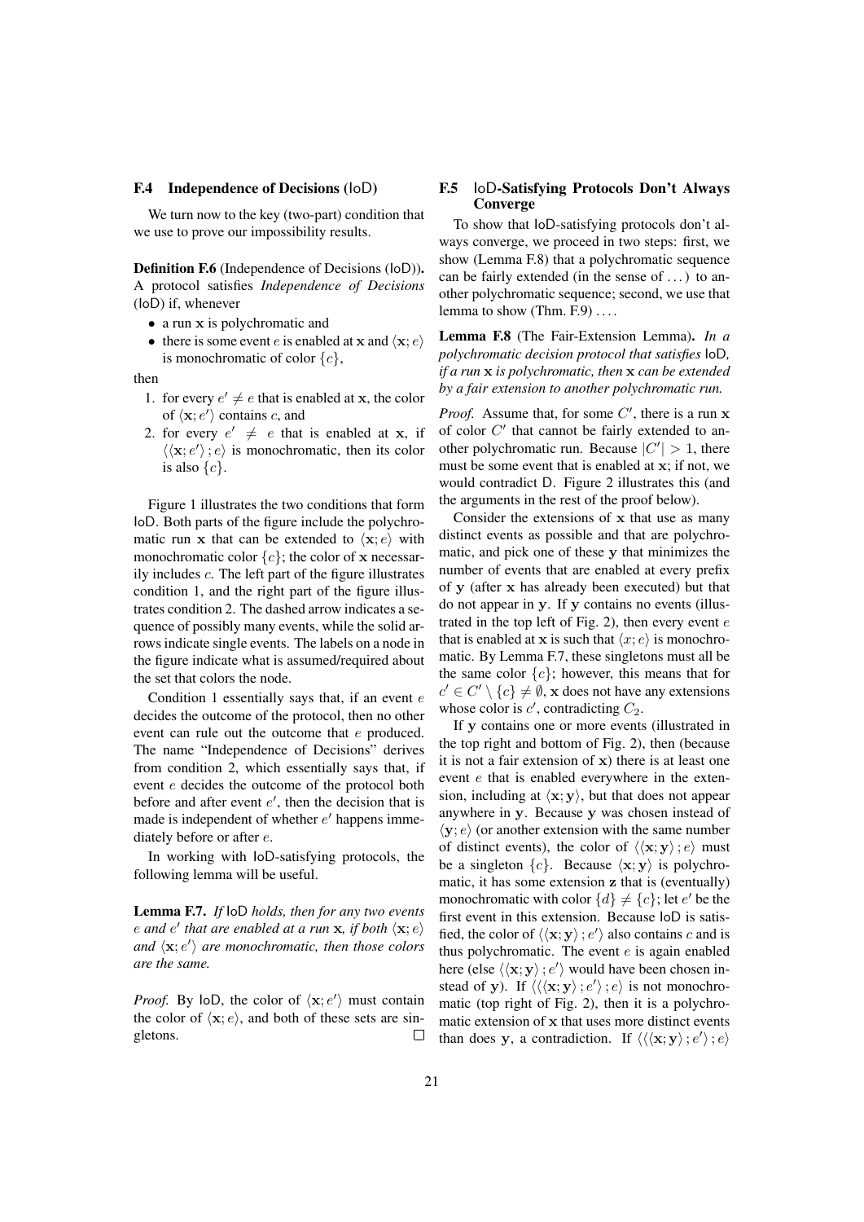### F.4 Independence of Decisions (IoD)

We turn now to the key (two-part) condition that we use to prove our impossibility results.

**Definition F.6** (Independence of Decisions (IoD))**.** A protocol satisfies *Independence of Decisions* (IoD) if, whenever

- a run $\mathbf{x}$ is polychromatic and
- there is some event $e$ is enabled at $\mathbf{x}$ and $\langle \mathbf{x}; e \rangle$ is monochromatic of color $\{c\}$,

then

1. for every $e' \neq e$ that is enabled at $\mathbf{x}$, the color of $\langle \mathbf{x}; e' \rangle$ contains $c$, and
2. for every $e' \neq e$ that is enabled at $\mathbf{x}$, if $\langle \langle \mathbf{x}; e' \rangle ; e \rangle$ is monochromatic, then its color is also $\{c\}$.

Figure 1 illustrates the two conditions that form IoD. Both parts of the figure include the polychromatic run $\mathbf{x}$ that can be extended to $\langle \mathbf{x}; e \rangle$ with monochromatic color $\{c\}$; the color of $\mathbf{x}$ necessarily includes $c$. The left part of the figure illustrates condition 1, and the right part of the figure illustrates condition 2. The dashed arrow indicates a sequence of possibly many events, while the solid arrows indicate single events. The labels on a node in the figure indicate what is assumed/required about the set that colors the node.

Condition 1 essentially says that, if an event $e$ decides the outcome of the protocol, then no other event can rule out the outcome that $e$ produced. The name "Independence of Decisions" derives from condition 2, which essentially says that, if event $e$ decides the outcome of the protocol both before and after event $e'$, then the decision that is made is independent of whether $e'$ happens immediately before or after $e$.

In working with IoD-satisfying protocols, the following lemma will be useful.

**Lemma F.7.** *If* IoD *holds, then for any two events $e$ and $e'$ that are enabled at a run $\mathbf{x}$, if both $\langle \mathbf{x}; e \rangle$ and $\langle \mathbf{x}; e' \rangle$ are monochromatic, then those colors are the same.*

*Proof.* By IoD, the color of $\langle \mathbf{x}; e' \rangle$ must contain the color of $\langle \mathbf{x}; e \rangle$, and both of these sets are singletons. □

### F.5 IoD-Satisfying Protocols Don't Always Converge

To show that IoD-satisfying protocols don't always converge, we proceed in two steps: first, we show (Lemma F.8) that a polychromatic sequence can be fairly extended (in the sense of ...) to another polychromatic sequence; second, we use that lemma to show (Thm. F.9) ....

**Lemma F.8** (The Fair-Extension Lemma)**.** *In a polychromatic decision protocol that satisfies* IoD*, if a run $\mathbf{x}$ is polychromatic, then $\mathbf{x}$ can be extended by a fair extension to another polychromatic run.*

*Proof.* Assume that, for some $C'$, there is a run $\mathbf{x}$ of color $C'$ that cannot be fairly extended to another polychromatic run. Because $|C'| > 1$, there must be some event that is enabled at $\mathbf{x}$; if not, we would contradict D. Figure 2 illustrates this (and the arguments in the rest of the proof below).

Consider the extensions of $\mathbf{x}$ that use as many distinct events as possible and that are polychromatic, and pick one of these $\mathbf{y}$ that minimizes the number of events that are enabled at every prefix of $\mathbf{y}$ (after $\mathbf{x}$ has already been executed) but that do not appear in $\mathbf{y}$. If $\mathbf{y}$ contains no events (illustrated in the top left of Fig. 2), then every event $e$ that is enabled at $\mathbf{x}$ is such that $\langle x; e \rangle$ is monochromatic. By Lemma F.7, these singletons must all be the same color $\{c\}$; however, this means that for $c' \in C' \setminus \{c\} \neq \emptyset$, $\mathbf{x}$ does not have any extensions whose color is $c'$, contradicting $C_2$.

If $\mathbf{y}$ contains one or more events (illustrated in the top right and bottom of Fig. 2), then (because it is not a fair extension of $\mathbf{x}$) there is at least one event $e$ that is enabled everywhere in the extension, including at $\langle \mathbf{x}; \mathbf{y} \rangle$, but that does not appear anywhere in $\mathbf{y}$. Because $\mathbf{y}$ was chosen instead of $\langle \mathbf{y}; e \rangle$ (or another extension with the same number of distinct events), the color of $\langle \langle \mathbf{x}; \mathbf{y} \rangle ; e \rangle$ must be a singleton $\{c\}$. Because $\langle \mathbf{x}; \mathbf{y} \rangle$ is polychromatic, it has some extension $\mathbf{z}$ that is (eventually) monochromatic with color $\{d\} \neq \{c\}$; let $e'$ be the first event in this extension. Because IoD is satisfied, the color of $\langle \langle \mathbf{x}; \mathbf{y} \rangle ; e' \rangle$ also contains $c$ and is thus polychromatic. The event $e$ is again enabled here (else $\langle \langle \mathbf{x}; \mathbf{y} \rangle ; e' \rangle$ would have been chosen instead of $\mathbf{y}$). If $\langle \langle \langle \mathbf{x}; \mathbf{y} \rangle ; e' \rangle ; e \rangle$ is not monochromatic (top right of Fig. 2), then it is a polychromatic extension of $\mathbf{x}$ that uses more distinct events than does $\mathbf{y}$, a contradiction. If $\langle \langle \langle \mathbf{x}; \mathbf{y} \rangle ; e' \rangle ; e \rangle$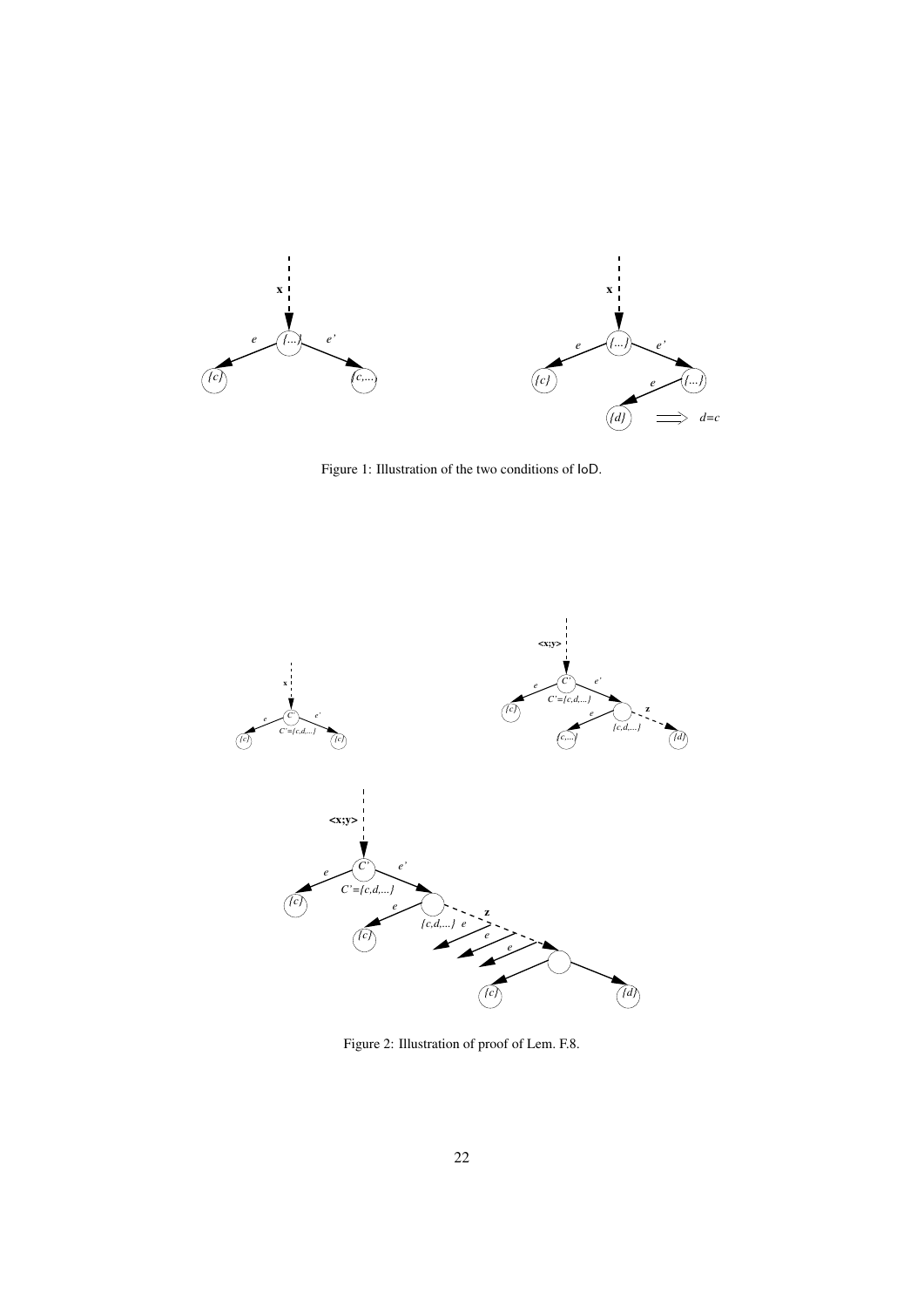Figure 1: Illustration of the two conditions of IoD.

Figure 2: Illustration of proof of Lem. F.8.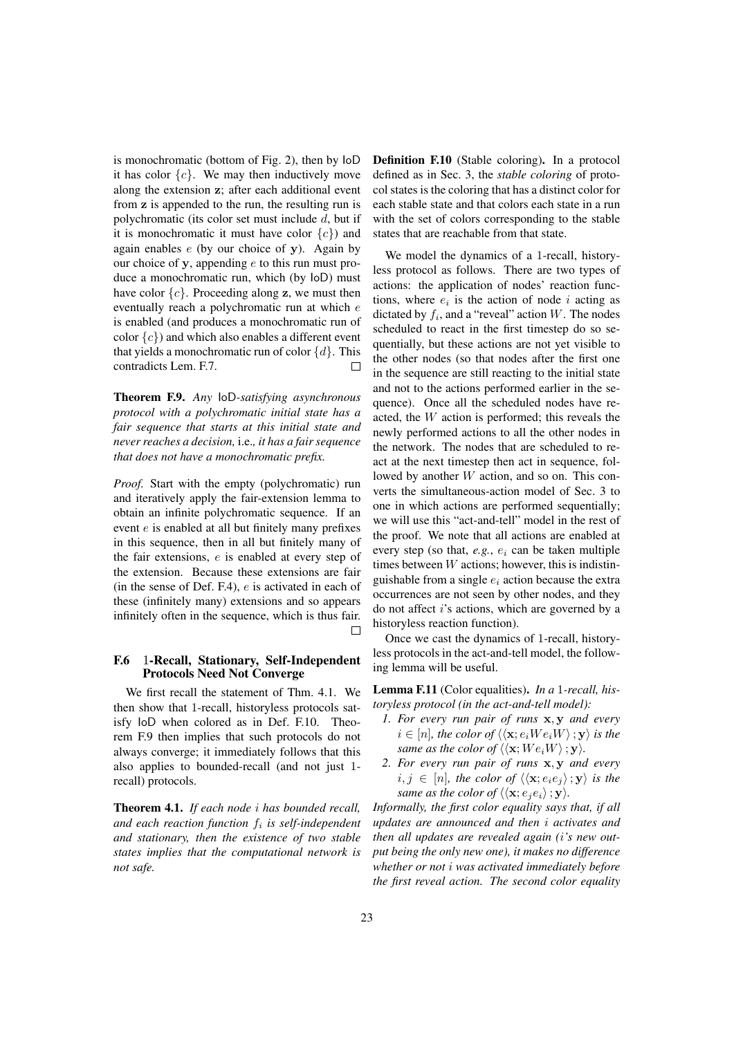is monochromatic (bottom of Fig. 2), then by IoD it has color $\{c\}$. We may then inductively move along the extension $\mathbf{z}$; after each additional event from $\mathbf{z}$ is appended to the run, the resulting run is polychromatic (its color set must include $d$, but if it is monochromatic it must have color $\{c\}$) and again enables $e$ (by our choice of $\mathbf{y}$). Again by our choice of $\mathbf{y}$, appending $e$ to this run must produce a monochromatic run, which (by IoD) must have color $\{c\}$. Proceeding along $\mathbf{z}$, we must then eventually reach a polychromatic run at which $e$ is enabled (and produces a monochromatic run of color $\{c\}$) and which also enables a different event that yields a monochromatic run of color $\{d\}$. This contradicts Lem. F.7. □

**Theorem F.9.** *Any* IoD*-satisfying asynchronous protocol with a polychromatic initial state has a fair sequence that starts at this initial state and never reaches a decision,* i.e.*, it has a fair sequence that does not have a monochromatic prefix.*

*Proof.* Start with the empty (polychromatic) run and iteratively apply the fair-extension lemma to obtain an infinite polychromatic sequence. If an event $e$ is enabled at all but finitely many prefixes in this sequence, then in all but finitely many of the fair extensions, $e$ is enabled at every step of the extension. Because these extensions are fair (in the sense of Def. F.4), $e$ is activated in each of these (infinitely many) extensions and so appears infinitely often in the sequence, which is thus fair. □

### F.6 1-Recall, Stationary, Self-Independent Protocols Need Not Converge

We first recall the statement of Thm. 4.1. We then show that 1-recall, historyless protocols satisfy IoD when colored as in Def. F.10. Theorem F.9 then implies that such protocols do not always converge; it immediately follows that this also applies to bounded-recall (and not just 1-recall) protocols.

**Theorem 4.1.** *If each node $i$ has bounded recall, and each reaction function $f_i$ is self-independent and stationary, then the existence of two stable states implies that the computational network is not safe.*

**Definition F.10** (Stable coloring)**.** In a protocol defined as in Sec. 3, the *stable coloring* of protocol states is the coloring that has a distinct color for each stable state and that colors each state in a run with the set of colors corresponding to the stable states that are reachable from that state.

We model the dynamics of a 1-recall, historyless protocol as follows. There are two types of actions: the application of nodes' reaction functions, where $e_i$ is the action of node $i$ acting as dictated by $f_i$, and a "reveal" action $W$. The nodes scheduled to react in the first timestep do so sequentially, but these actions are not yet visible to the other nodes (so that nodes after the first one in the sequence are still reacting to the initial state and not to the actions performed earlier in the sequence). Once all the scheduled nodes have reacted, the $W$ action is performed; this reveals the newly performed actions to all the other nodes in the network. The nodes that are scheduled to react at the next timestep then act in sequence, followed by another $W$ action, and so on. This converts the simultaneous-action model of Sec. 3 to one in which actions are performed sequentially; we will use this "act-and-tell" model in the rest of the proof. We note that all actions are enabled at every step (so that, *e.g.*, $e_i$ can be taken multiple times between $W$ actions; however, this is indistinguishable from a single $e_i$ action because the extra occurrences are not seen by other nodes, and they do not affect $i$'s actions, which are governed by a historyless reaction function).

Once we cast the dynamics of 1-recall, historyless protocols in the act-and-tell model, the following lemma will be useful.

**Lemma F.11** (Color equalities)**.** *In a 1-recall, historyless protocol (in the act-and-tell model):*

1. *For every run pair of runs $\mathbf{x}, \mathbf{y}$ and every $i \in [n]$, the color of $\langle\langle \mathbf{x}; e_i W e_i W\rangle; \mathbf{y}\rangle$ is the same as the color of $\langle\langle \mathbf{x}; W e_i W\rangle; \mathbf{y}\rangle$.*
2. *For every run pair of runs $\mathbf{x}, \mathbf{y}$ and every $i, j \in [n]$, the color of $\langle\langle \mathbf{x}; e_i e_j\rangle; \mathbf{y}\rangle$ is the same as the color of $\langle\langle \mathbf{x}; e_j e_i\rangle; \mathbf{y}\rangle$.*

*Informally, the first color equality says that, if all updates are announced and then $i$ activates and then all updates are revealed again ($i$'s new output being the only new one), it makes no difference whether or not $i$ was activated immediately before the first reveal action. The second color equality*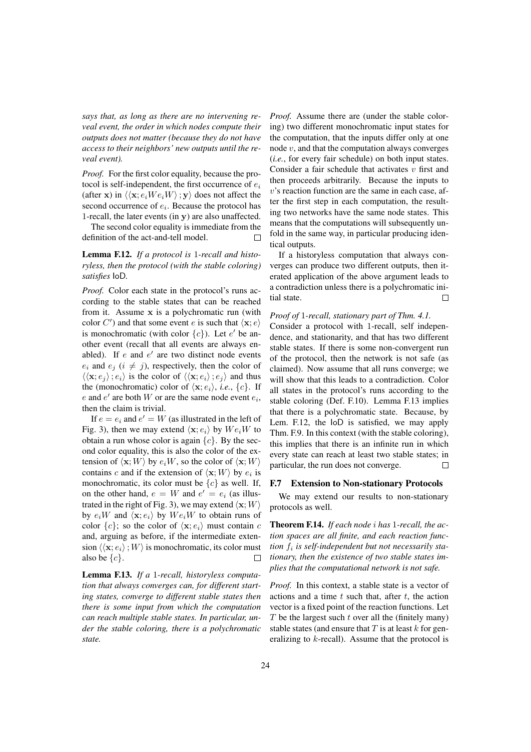*says that, as long as there are no intervening reveal event, the order in which nodes compute their outputs does not matter (because they do not have access to their neighbors' new outputs until the reveal event).*

*Proof.* For the first color equality, because the protocol is self-independent, the first occurrence of $e_i$ (after $\mathbf{x}$) in $\langle\langle \mathbf{x}; e_i W e_i W\rangle ; \mathbf{y}\rangle$ does not affect the second occurrence of $e_i$. Because the protocol has 1-recall, the later events (in $\mathbf{y}$) are also unaffected.

The second color equality is immediate from the definition of the act-and-tell model. $\square$

**Lemma F.12.** *If a protocol is* 1*-recall and historyless, then the protocol (with the stable coloring) satisfies* IoD*.*

*Proof.* Color each state in the protocol's runs according to the stable states that can be reached from it. Assume $\mathbf{x}$ is a polychromatic run (with color $C'$) and that some event $e$ is such that $\langle \mathbf{x}; e\rangle$ is monochromatic (with color $\{c\}$). Let $e'$ be another event (recall that all events are always enabled). If $e$ and $e'$ are two distinct node events $e_i$ and $e_j$ ($i \neq j$), respectively, then the color of $\langle\langle \mathbf{x}; e_j\rangle ; e_i\rangle$ is the color of $\langle\langle \mathbf{x}; e_i\rangle ; e_j\rangle$ and thus the (monochromatic) color of $\langle \mathbf{x}; e_i\rangle$, *i.e.*, $\{c\}$. If $e$ and $e'$ are both $W$ or are the same node event $e_i$, then the claim is trivial.

If $e = e_i$ and $e' = W$ (as illustrated in the left of Fig. 3), then we may extend $\langle \mathbf{x}; e_i\rangle$ by $W e_i W$ to obtain a run whose color is again $\{c\}$. By the second color equality, this is also the color of the extension of $\langle \mathbf{x}; W\rangle$ by $e_i W$, so the color of $\langle \mathbf{x}; W\rangle$ contains $c$ and if the extension of $\langle \mathbf{x}; W\rangle$ by $e_i$ is monochromatic, its color must be $\{c\}$ as well. If, on the other hand, $e = W$ and $e' = e_i$ (as illustrated in the right of Fig. 3), we may extend $\langle \mathbf{x}; W\rangle$ by $e_i W$ and $\langle \mathbf{x}; e_i\rangle$ by $W e_i W$ to obtain runs of color $\{c\}$; so the color of $\langle \mathbf{x}; e_i\rangle$ must contain $c$ and, arguing as before, if the intermediate extension $\langle\langle \mathbf{x}; e_i\rangle ; W\rangle$ is monochromatic, its color must also be $\{c\}$. $\square$

**Lemma F.13.** *If a* 1*-recall, historyless computation that always converges can, for different starting states, converge to different stable states then there is some input from which the computation can reach multiple stable states. In particular, under the stable coloring, there is a polychromatic state.*

*Proof.* Assume there are (under the stable coloring) two different monochromatic input states for the computation, that the inputs differ only at one node $v$, and that the computation always converges (*i.e.*, for every fair schedule) on both input states. Consider a fair schedule that activates $v$ first and then proceeds arbitrarily. Because the inputs to $v$'s reaction function are the same in each case, after the first step in each computation, the resulting two networks have the same node states. This means that the computations will subsequently unfold in the same way, in particular producing identical outputs.

If a historyless computation that always converges can produce two different outputs, then iterated application of the above argument leads to a contradiction unless there is a polychromatic initial state. $\square$

*Proof of* 1*-recall, stationary part of Thm. 4.1.* Consider a protocol with 1-recall, self independence, and stationarity, and that has two different stable states. If there is some non-convergent run of the protocol, then the network is not safe (as claimed). Now assume that all runs converge; we will show that this leads to a contradiction. Color all states in the protocol's runs according to the stable coloring (Def. F.10). Lemma F.13 implies that there is a polychromatic state. Because, by Lem. F.12, the IoD is satisfied, we may apply Thm. F.9. In this context (with the stable coloring), this implies that there is an infinite run in which every state can reach at least two stable states; in particular, the run does not converge. $\square$

### F.7 Extension to Non-stationary Protocols

We may extend our results to non-stationary protocols as well.

**Theorem F.14.** *If each node $i$ has* 1*-recall, the action spaces are all finite, and each reaction function $f_i$ is self-independent but not necessarily stationary, then the existence of two stable states implies that the computational network is not safe.*

*Proof.* In this context, a stable state is a vector of actions and a time $t$ such that, after $t$, the action vector is a fixed point of the reaction functions. Let $T$ be the largest such $t$ over all the (finitely many) stable states (and ensure that $T$ is at least $k$ for generalizing to $k$-recall). Assume that the protocol is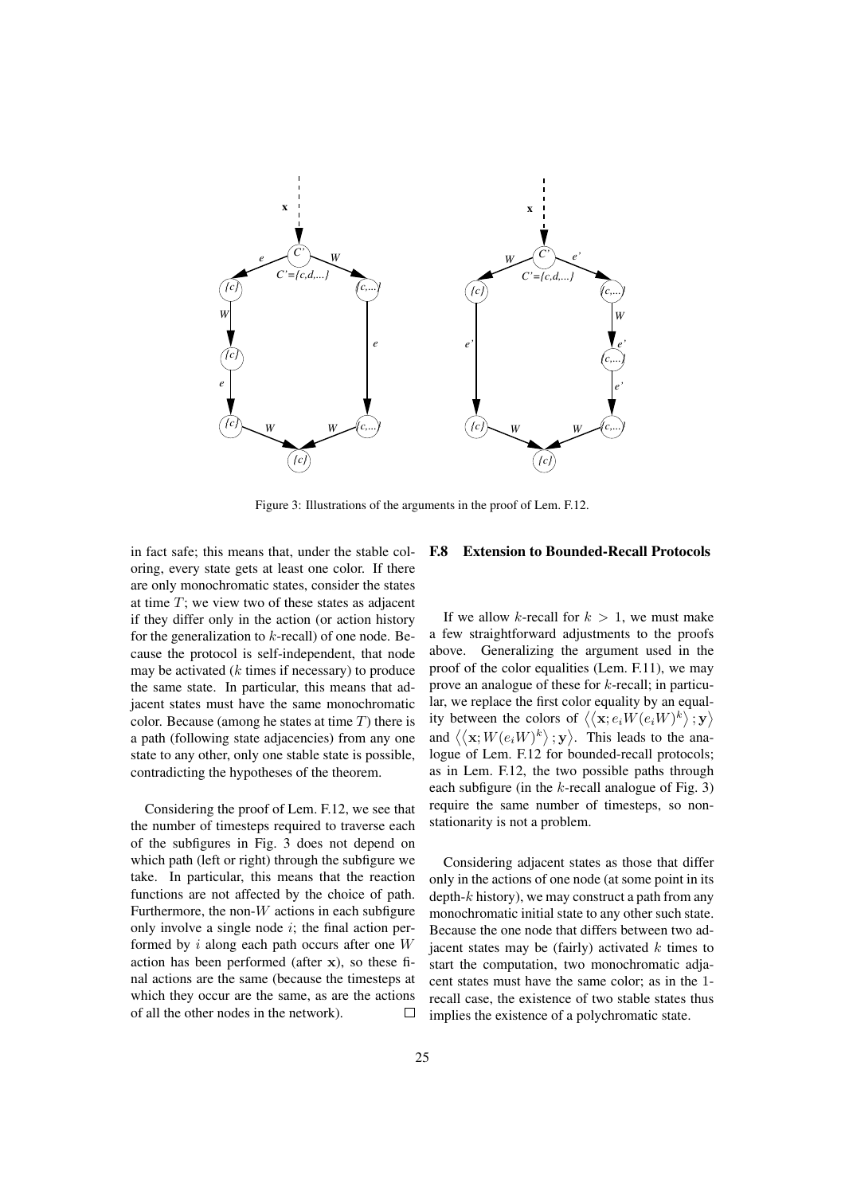Figure 3: Illustrations of the arguments in the proof of Lem. F.12.

in fact safe; this means that, under the stable coloring, every state gets at least one color. If there are only monochromatic states, consider the states at time $T$; we view two of these states as adjacent if they differ only in the action (or action history for the generalization to $k$-recall) of one node. Because the protocol is self-independent, that node may be activated ($k$ times if necessary) to produce the same state. In particular, this means that adjacent states must have the same monochromatic color. Because (among he states at time $T$) there is a path (following state adjacencies) from any one state to any other, only one stable state is possible, contradicting the hypotheses of the theorem.

Considering the proof of Lem. F.12, we see that the number of timesteps required to traverse each of the subfigures in Fig. 3 does not depend on which path (left or right) through the subfigure we take. In particular, this means that the reaction functions are not affected by the choice of path. Furthermore, the non-$W$ actions in each subfigure only involve a single node $i$; the final action performed by $i$ along each path occurs after one $W$ action has been performed (after $\mathbf{x}$), so these final actions are the same (because the timesteps at which they occur are the same, as are the actions of all the other nodes in the network). $\square$

### F.8 Extension to Bounded-Recall Protocols

If we allow $k$-recall for $k > 1$, we must make a few straightforward adjustments to the proofs above. Generalizing the argument used in the proof of the color equalities (Lem. F.11), we may prove an analogue of these for $k$-recall; in particular, we replace the first color equality by an equality between the colors of $\langle\langle \mathbf{x}; e_i W(e_i W)^k\rangle; \mathbf{y}\rangle$ and $\langle\langle \mathbf{x}; W(e_i W)^k\rangle; \mathbf{y}\rangle$. This leads to the analogue of Lem. F.12 for bounded-recall protocols; as in Lem. F.12, the two possible paths through each subfigure (in the $k$-recall analogue of Fig. 3) require the same number of timesteps, so non-stationarity is not a problem.

Considering adjacent states as those that differ only in the actions of one node (at some point in its depth-$k$ history), we may construct a path from any monochromatic initial state to any other such state. Because the one node that differs between two adjacent states may be (fairly) activated $k$ times to start the computation, two monochromatic adjacent states must have the same color; as in the 1-recall case, the existence of two stable states thus implies the existence of a polychromatic state.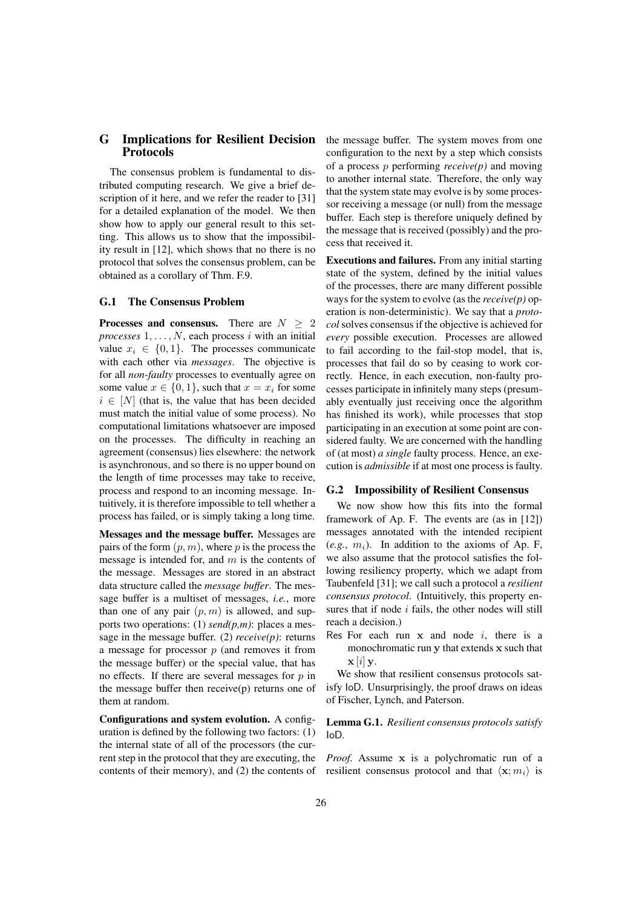## G Implications for Resilient Decision Protocols

The consensus problem is fundamental to distributed computing research. We give a brief description of it here, and we refer the reader to [31] for a detailed explanation of the model. We then show how to apply our general result to this setting. This allows us to show that the impossibility result in [12], which shows that no there is no protocol that solves the consensus problem, can be obtained as a corollary of Thm. F.9.

### G.1 The Consensus Problem

**Processes and consensus.** There are $N \geq 2$ *processes* $1, \ldots, N$, each process $i$ with an initial value $x_i \in \{0, 1\}$. The processes communicate with each other via *messages*. The objective is for all *non-faulty* processes to eventually agree on some value $x \in \{0, 1\}$, such that $x = x_i$ for some $i \in [N]$ (that is, the value that has been decided must match the initial value of some process). No computational limitations whatsoever are imposed on the processes. The difficulty in reaching an agreement (consensus) lies elsewhere: the network is asynchronous, and so there is no upper bound on the length of time processes may take to receive, process and respond to an incoming message. Intuitively, it is therefore impossible to tell whether a process has failed, or is simply taking a long time.

**Messages and the message buffer.** Messages are pairs of the form $(p, m)$, where $p$ is the process the message is intended for, and $m$ is the contents of the message. Messages are stored in an abstract data structure called the *message buffer*. The message buffer is a multiset of messages, *i.e.*, more than one of any pair $(p, m)$ is allowed, and supports two operations: (1) *send(p,m)*: places a message in the message buffer. (2) *receive(p)*: returns a message for processor $p$ (and removes it from the message buffer) or the special value, that has no effects. If there are several messages for $p$ in the message buffer then receive(p) returns one of them at random.

**Configurations and system evolution.** A configuration is defined by the following two factors: (1) the internal state of all of the processors (the current step in the protocol that they are executing, the contents of their memory), and (2) the contents of the message buffer. The system moves from one configuration to the next by a step which consists of a process $p$ performing *receive(p)* and moving to another internal state. Therefore, the only way that the system state may evolve is by some processor receiving a message (or null) from the message buffer. Each step is therefore uniquely defined by the message that is received (possibly) and the process that received it.

**Executions and failures.** From any initial starting state of the system, defined by the initial values of the processes, there are many different possible ways for the system to evolve (as the *receive(p)* operation is non-deterministic). We say that a *protocol* solves consensus if the objective is achieved for *every* possible execution. Processes are allowed to fail according to the fail-stop model, that is, processes that fail do so by ceasing to work correctly. Hence, in each execution, non-faulty processes participate in infinitely many steps (presumably eventually just receiving once the algorithm has finished its work), while processes that stop participating in an execution at some point are considered faulty. We are concerned with the handling of (at most) *a single* faulty process. Hence, an execution is *admissible* if at most one process is faulty.

### G.2 Impossibility of Resilient Consensus

We now show how this fits into the formal framework of Ap. F. The events are (as in [12]) messages annotated with the intended recipient (*e.g.*, $m_i$). In addition to the axioms of Ap. F, we also assume that the protocol satisfies the following resiliency property, which we adapt from Taubenfeld [31]; we call such a protocol a *resilient consensus protocol*. (Intuitively, this property ensures that if node $i$ fails, the other nodes will still reach a decision.)

Res For each run $\mathbf{x}$ and node $i$, there is a monochromatic run $\mathbf{y}$ that extends $\mathbf{x}$ such that $\mathbf{x}\,[i]\,\mathbf{y}$.

We show that resilient consensus protocols satisfy IoD. Unsurprisingly, the proof draws on ideas of Fischer, Lynch, and Paterson.

**Lemma G.1.** *Resilient consensus protocols satisfy* IoD.

*Proof.* Assume $\mathbf{x}$ is a polychromatic run of a resilient consensus protocol and that $\langle \mathbf{x}; m_i \rangle$ is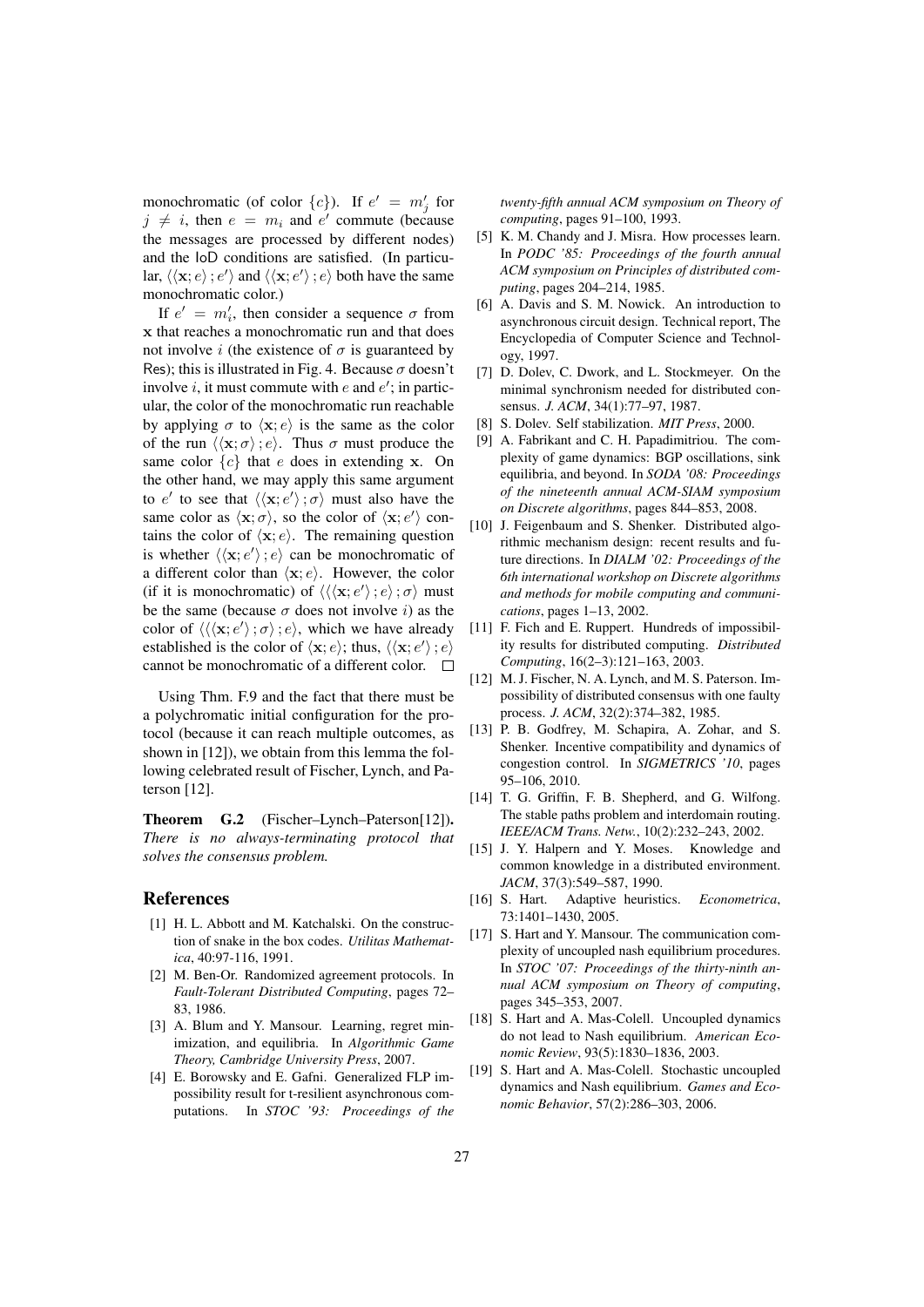monochromatic (of color $\{c\}$). If $e' = m'_j$ for $j \neq i$, then $e = m_i$ and $e'$ commute (because the messages are processed by different nodes) and the IoD conditions are satisfied. (In particular, $\langle\langle \mathbf{x}; e\rangle ; e'\rangle$ and $\langle\langle \mathbf{x}; e'\rangle ; e\rangle$ both have the same monochromatic color.)

If $e' = m'_i$, then consider a sequence $\sigma$ from $\mathbf{x}$ that reaches a monochromatic run and that does not involve $i$ (the existence of $\sigma$ is guaranteed by Res); this is illustrated in Fig. 4. Because $\sigma$ doesn't involve $i$, it must commute with $e$ and $e'$; in particular, the color of the monochromatic run reachable by applying $\sigma$ to $\langle \mathbf{x}; e\rangle$ is the same as the color of the run $\langle\langle \mathbf{x}; \sigma\rangle ; e\rangle$. Thus $\sigma$ must produce the same color $\{c\}$ that $e$ does in extending $\mathbf{x}$. On the other hand, we may apply this same argument to $e'$ to see that $\langle\langle \mathbf{x}; e'\rangle ; \sigma\rangle$ must also have the same color as $\langle \mathbf{x}; \sigma\rangle$, so the color of $\langle \mathbf{x}; e'\rangle$ contains the color of $\langle \mathbf{x}; e\rangle$. The remaining question is whether $\langle\langle \mathbf{x}; e'\rangle ; e\rangle$ can be monochromatic of a different color than $\langle \mathbf{x}; e\rangle$. However, the color (if it is monochromatic) of $\langle\langle\langle \mathbf{x}; e'\rangle ; e\rangle ; \sigma\rangle$ must be the same (because $\sigma$ does not involve $i$) as the color of $\langle\langle\langle \mathbf{x}; e'\rangle ; \sigma\rangle ; e\rangle$, which we have already established is the color of $\langle \mathbf{x}; e\rangle$; thus, $\langle\langle \mathbf{x}; e'\rangle ; e\rangle$ cannot be monochromatic of a different color. □

Using Thm. F.9 and the fact that there must be a polychromatic initial configuration for the protocol (because it can reach multiple outcomes, as shown in [12]), we obtain from this lemma the following celebrated result of Fischer, Lynch, and Paterson [12].

**Theorem G.2** (Fischer–Lynch–Paterson[12]). *There is no always-terminating protocol that solves the consensus problem.*

## References

[1] H. L. Abbott and M. Katchalski. On the construction of snake in the box codes. *Utilitas Mathematica*, 40:97-116, 1991.

[2] M. Ben-Or. Randomized agreement protocols. In *Fault-Tolerant Distributed Computing*, pages 72–83, 1986.

[3] A. Blum and Y. Mansour. Learning, regret minimization, and equilibria. In *Algorithmic Game Theory, Cambridge University Press*, 2007.

[4] E. Borowsky and E. Gafni. Generalized FLP impossibility result for t-resilient asynchronous computations. In *STOC '93: Proceedings of the twenty-fifth annual ACM symposium on Theory of computing*, pages 91–100, 1993.

[5] K. M. Chandy and J. Misra. How processes learn. In *PODC '85: Proceedings of the fourth annual ACM symposium on Principles of distributed computing*, pages 204–214, 1985.

[6] A. Davis and S. M. Nowick. An introduction to asynchronous circuit design. Technical report, The Encyclopedia of Computer Science and Technology, 1997.

[7] D. Dolev, C. Dwork, and L. Stockmeyer. On the minimal synchronism needed for distributed consensus. *J. ACM*, 34(1):77–97, 1987.

[8] S. Dolev. Self stabilization. *MIT Press*, 2000.

[9] A. Fabrikant and C. H. Papadimitriou. The complexity of game dynamics: BGP oscillations, sink equilibria, and beyond. In *SODA '08: Proceedings of the nineteenth annual ACM-SIAM symposium on Discrete algorithms*, pages 844–853, 2008.

[10] J. Feigenbaum and S. Shenker. Distributed algorithmic mechanism design: recent results and future directions. In *DIALM '02: Proceedings of the 6th international workshop on Discrete algorithms and methods for mobile computing and communications*, pages 1–13, 2002.

[11] F. Fich and E. Ruppert. Hundreds of impossibility results for distributed computing. *Distributed Computing*, 16(2–3):121–163, 2003.

[12] M. J. Fischer, N. A. Lynch, and M. S. Paterson. Impossibility of distributed consensus with one faulty process. *J. ACM*, 32(2):374–382, 1985.

[13] P. B. Godfrey, M. Schapira, A. Zohar, and S. Shenker. Incentive compatibility and dynamics of congestion control. In *SIGMETRICS '10*, pages 95–106, 2010.

[14] T. G. Griffin, F. B. Shepherd, and G. Wilfong. The stable paths problem and interdomain routing. *IEEE/ACM Trans. Netw.*, 10(2):232–243, 2002.

[15] J. Y. Halpern and Y. Moses. Knowledge and common knowledge in a distributed environment. *JACM*, 37(3):549–587, 1990.

[16] S. Hart. Adaptive heuristics. *Econometrica*, 73:1401–1430, 2005.

[17] S. Hart and Y. Mansour. The communication complexity of uncoupled nash equilibrium procedures. In *STOC '07: Proceedings of the thirty-ninth annual ACM symposium on Theory of computing*, pages 345–353, 2007.

[18] S. Hart and A. Mas-Colell. Uncoupled dynamics do not lead to Nash equilibrium. *American Economic Review*, 93(5):1830–1836, 2003.

[19] S. Hart and A. Mas-Colell. Stochastic uncoupled dynamics and Nash equilibrium. *Games and Economic Behavior*, 57(2):286–303, 2006.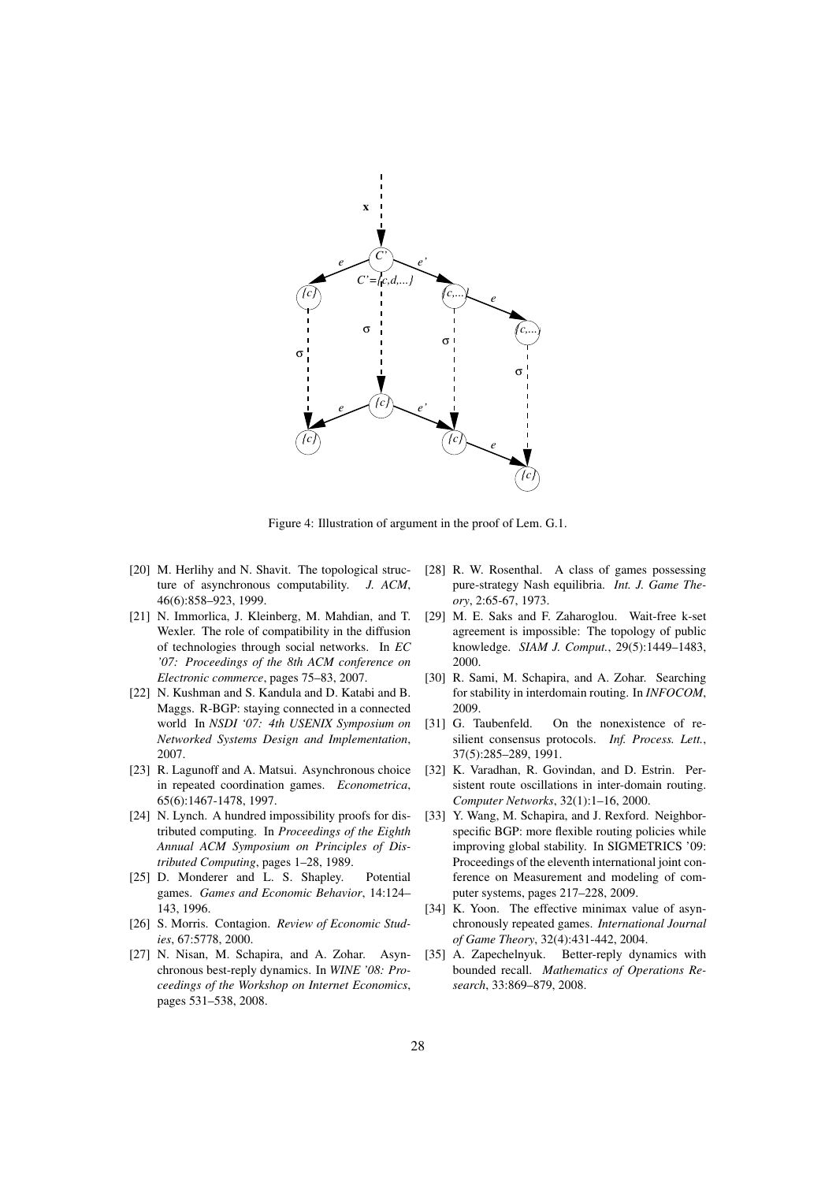x

e

$C'$

$e'$

$C'=\{c,d,...\}$

$\{c\}$

$\{c,...\}$

e

$\{c,...\}$

σ

σ

σ

σ

e

$\{c\}$

$e'$

$\{c\}$

$\{c\}$

e

$\{c\}$

Figure 4: Illustration of argument in the proof of Lem. G.1.

[20] M. Herlihy and N. Shavit. The topological structure of asynchronous computability. *J. ACM*, 46(6):858–923, 1999.

[21] N. Immorlica, J. Kleinberg, M. Mahdian, and T. Wexler. The role of compatibility in the diffusion of technologies through social networks. In *EC '07: Proceedings of the 8th ACM conference on Electronic commerce*, pages 75–83, 2007.

[22] N. Kushman and S. Kandula and D. Katabi and B. Maggs. R-BGP: staying connected in a connected world In *NSDI '07: 4th USENIX Symposium on Networked Systems Design and Implementation*, 2007.

[23] R. Lagunoff and A. Matsui. Asynchronous choice in repeated coordination games. *Econometrica*, 65(6):1467-1478, 1997.

[24] N. Lynch. A hundred impossibility proofs for distributed computing. In *Proceedings of the Eighth Annual ACM Symposium on Principles of Distributed Computing*, pages 1–28, 1989.

[25] D. Monderer and L. S. Shapley. Potential games. *Games and Economic Behavior*, 14:124–143, 1996.

[26] S. Morris. Contagion. *Review of Economic Studies*, 67:5778, 2000.

[27] N. Nisan, M. Schapira, and A. Zohar. Asynchronous best-reply dynamics. In *WINE '08: Proceedings of the Workshop on Internet Economics*, pages 531–538, 2008.

[28] R. W. Rosenthal. A class of games possessing pure-strategy Nash equilibria. *Int. J. Game Theory*, 2:65-67, 1973.

[29] M. E. Saks and F. Zaharoglou. Wait-free k-set agreement is impossible: The topology of public knowledge. *SIAM J. Comput.*, 29(5):1449–1483, 2000.

[30] R. Sami, M. Schapira, and A. Zohar. Searching for stability in interdomain routing. In *INFOCOM*, 2009.

[31] G. Taubenfeld. On the nonexistence of resilient consensus protocols. *Inf. Process. Lett.*, 37(5):285–289, 1991.

[32] K. Varadhan, R. Govindan, and D. Estrin. Persistent route oscillations in inter-domain routing. *Computer Networks*, 32(1):1–16, 2000.

[33] Y. Wang, M. Schapira, and J. Rexford. Neighbor-specific BGP: more flexible routing policies while improving global stability. In SIGMETRICS '09: Proceedings of the eleventh international joint conference on Measurement and modeling of computer systems, pages 217–228, 2009.

[34] K. Yoon. The effective minimax value of asynchronously repeated games. *International Journal of Game Theory*, 32(4):431-442, 2004.

[35] A. Zapechelnyuk. Better-reply dynamics with bounded recall. *Mathematics of Operations Research*, 33:869–879, 2008.